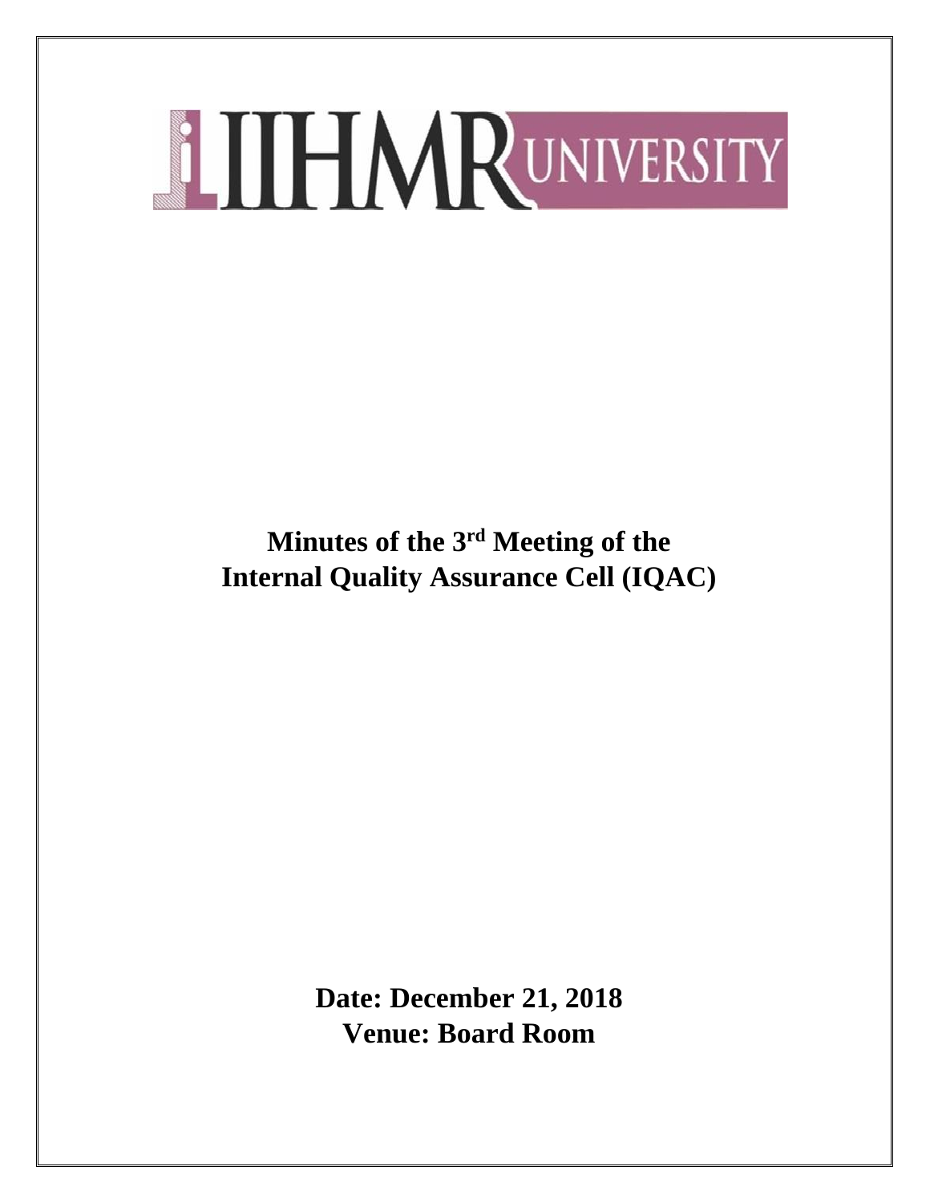IIHMR UNIVERSITY

# Minutes of the 3rd Meeting of the Internal Quality Assurance Cell (IQAC)

**Date: December 21, 2018**
**Venue: Board Room**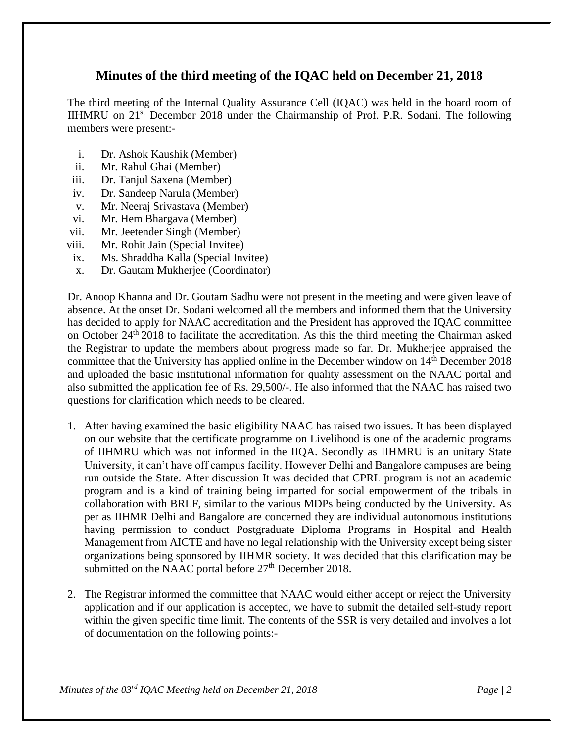## Minutes of the third meeting of the IQAC held on December 21, 2018

The third meeting of the Internal Quality Assurance Cell (IQAC) was held in the board room of IIHMRU on 21st December 2018 under the Chairmanship of Prof. P.R. Sodani. The following members were present:-

i. Dr. Ashok Kaushik (Member)
ii. Mr. Rahul Ghai (Member)
iii. Dr. Tanjul Saxena (Member)
iv. Dr. Sandeep Narula (Member)
v. Mr. Neeraj Srivastava (Member)
vi. Mr. Hem Bhargava (Member)
vii. Mr. Jeetender Singh (Member)
viii. Mr. Rohit Jain (Special Invitee)
ix. Ms. Shraddha Kalla (Special Invitee)
x. Dr. Gautam Mukherjee (Coordinator)

Dr. Anoop Khanna and Dr. Goutam Sadhu were not present in the meeting and were given leave of absence. At the onset Dr. Sodani welcomed all the members and informed them that the University has decided to apply for NAAC accreditation and the President has approved the IQAC committee on October 24th 2018 to facilitate the accreditation. As this the third meeting the Chairman asked the Registrar to update the members about progress made so far. Dr. Mukherjee appraised the committee that the University has applied online in the December window on 14th December 2018 and uploaded the basic institutional information for quality assessment on the NAAC portal and also submitted the application fee of Rs. 29,500/-. He also informed that the NAAC has raised two questions for clarification which needs to be cleared.

1. After having examined the basic eligibility NAAC has raised two issues. It has been displayed on our website that the certificate programme on Livelihood is one of the academic programs of IIHMRU which was not informed in the IIQA. Secondly as IIHMRU is an unitary State University, it can't have off campus facility. However Delhi and Bangalore campuses are being run outside the State. After discussion It was decided that CPRL program is not an academic program and is a kind of training being imparted for social empowerment of the tribals in collaboration with BRLF, similar to the various MDPs being conducted by the University. As per as IIHMR Delhi and Bangalore are concerned they are individual autonomous institutions having permission to conduct Postgraduate Diploma Programs in Hospital and Health Management from AICTE and have no legal relationship with the University except being sister organizations being sponsored by IIHMR society. It was decided that this clarification may be submitted on the NAAC portal before 27th December 2018.

2. The Registrar informed the committee that NAAC would either accept or reject the University application and if our application is accepted, we have to submit the detailed self-study report within the given specific time limit. The contents of the SSR is very detailed and involves a lot of documentation on the following points:-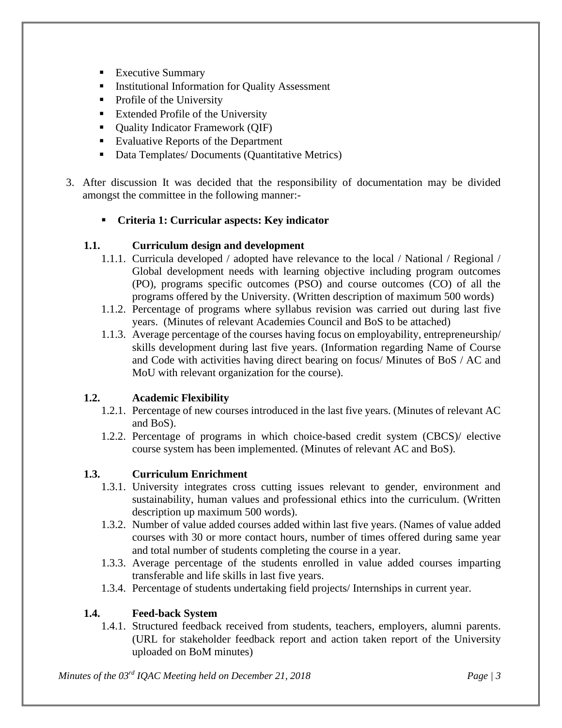- Executive Summary
- Institutional Information for Quality Assessment
- Profile of the University
- Extended Profile of the University
- Quality Indicator Framework (QIF)
- Evaluative Reports of the Department
- Data Templates/ Documents (Quantitative Metrics)

3. After discussion It was decided that the responsibility of documentation may be divided amongst the committee in the following manner:-

- **Criteria 1: Curricular aspects: Key indicator**

**1.1. Curriculum design and development**

1.1.1. Curricula developed / adopted have relevance to the local / National / Regional / Global development needs with learning objective including program outcomes (PO), programs specific outcomes (PSO) and course outcomes (CO) of all the programs offered by the University. (Written description of maximum 500 words)

1.1.2. Percentage of programs where syllabus revision was carried out during last five years. (Minutes of relevant Academies Council and BoS to be attached)

1.1.3. Average percentage of the courses having focus on employability, entrepreneurship/ skills development during last five years. (Information regarding Name of Course and Code with activities having direct bearing on focus/ Minutes of BoS / AC and MoU with relevant organization for the course).

**1.2. Academic Flexibility**

1.2.1. Percentage of new courses introduced in the last five years. (Minutes of relevant AC and BoS).

1.2.2. Percentage of programs in which choice-based credit system (CBCS)/ elective course system has been implemented. (Minutes of relevant AC and BoS).

**1.3. Curriculum Enrichment**

1.3.1. University integrates cross cutting issues relevant to gender, environment and sustainability, human values and professional ethics into the curriculum. (Written description up maximum 500 words).

1.3.2. Number of value added courses added within last five years. (Names of value added courses with 30 or more contact hours, number of times offered during same year and total number of students completing the course in a year.

1.3.3. Average percentage of the students enrolled in value added courses imparting transferable and life skills in last five years.

1.3.4. Percentage of students undertaking field projects/ Internships in current year.

**1.4. Feed-back System**

1.4.1. Structured feedback received from students, teachers, employers, alumni parents. (URL for stakeholder feedback report and action taken report of the University uploaded on BoM minutes)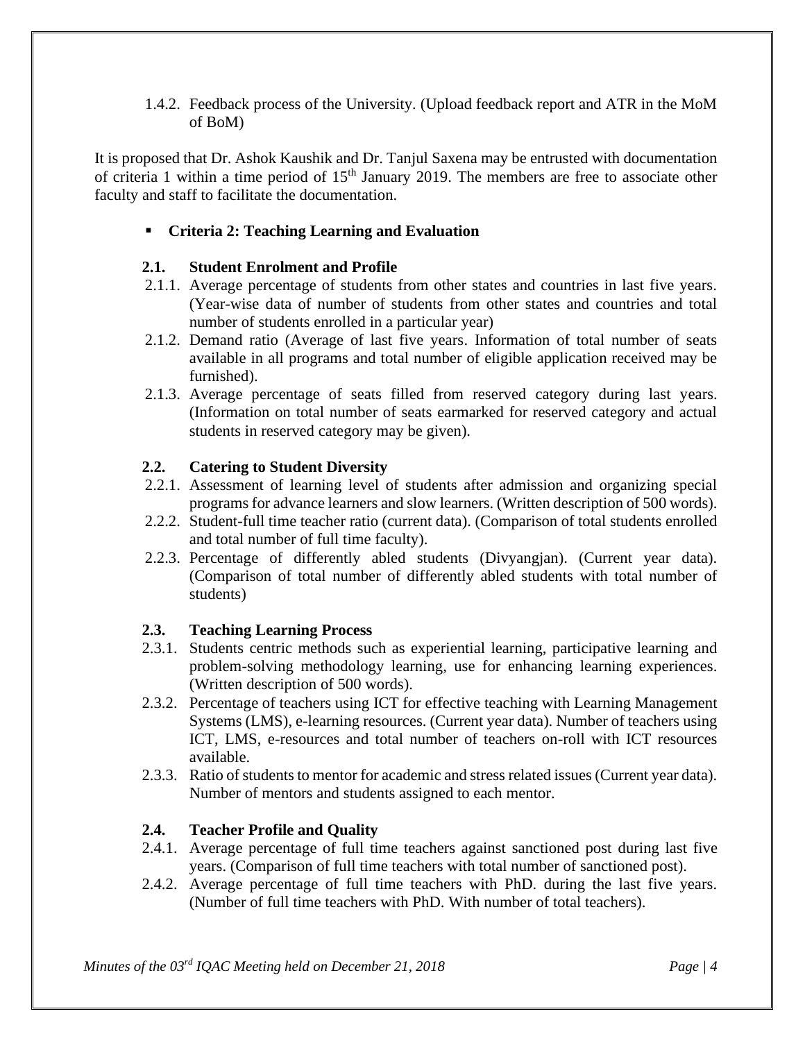1.4.2. Feedback process of the University. (Upload feedback report and ATR in the MoM of BoM)

It is proposed that Dr. Ashok Kaushik and Dr. Tanjul Saxena may be entrusted with documentation of criteria 1 within a time period of 15th January 2019. The members are free to associate other faculty and staff to facilitate the documentation.

- **Criteria 2: Teaching Learning and Evaluation**

**2.1. Student Enrolment and Profile**

2.1.1. Average percentage of students from other states and countries in last five years. (Year-wise data of number of students from other states and countries and total number of students enrolled in a particular year)

2.1.2. Demand ratio (Average of last five years. Information of total number of seats available in all programs and total number of eligible application received may be furnished).

2.1.3. Average percentage of seats filled from reserved category during last years. (Information on total number of seats earmarked for reserved category and actual students in reserved category may be given).

**2.2. Catering to Student Diversity**

2.2.1. Assessment of learning level of students after admission and organizing special programs for advance learners and slow learners. (Written description of 500 words).

2.2.2. Student-full time teacher ratio (current data). (Comparison of total students enrolled and total number of full time faculty).

2.2.3. Percentage of differently abled students (Divyangjan). (Current year data). (Comparison of total number of differently abled students with total number of students)

**2.3. Teaching Learning Process**

2.3.1. Students centric methods such as experiential learning, participative learning and problem-solving methodology learning, use for enhancing learning experiences. (Written description of 500 words).

2.3.2. Percentage of teachers using ICT for effective teaching with Learning Management Systems (LMS), e-learning resources. (Current year data). Number of teachers using ICT, LMS, e-resources and total number of teachers on-roll with ICT resources available.

2.3.3. Ratio of students to mentor for academic and stress related issues (Current year data). Number of mentors and students assigned to each mentor.

**2.4. Teacher Profile and Quality**

2.4.1. Average percentage of full time teachers against sanctioned post during last five years. (Comparison of full time teachers with total number of sanctioned post).

2.4.2. Average percentage of full time teachers with PhD. during the last five years. (Number of full time teachers with PhD. With number of total teachers).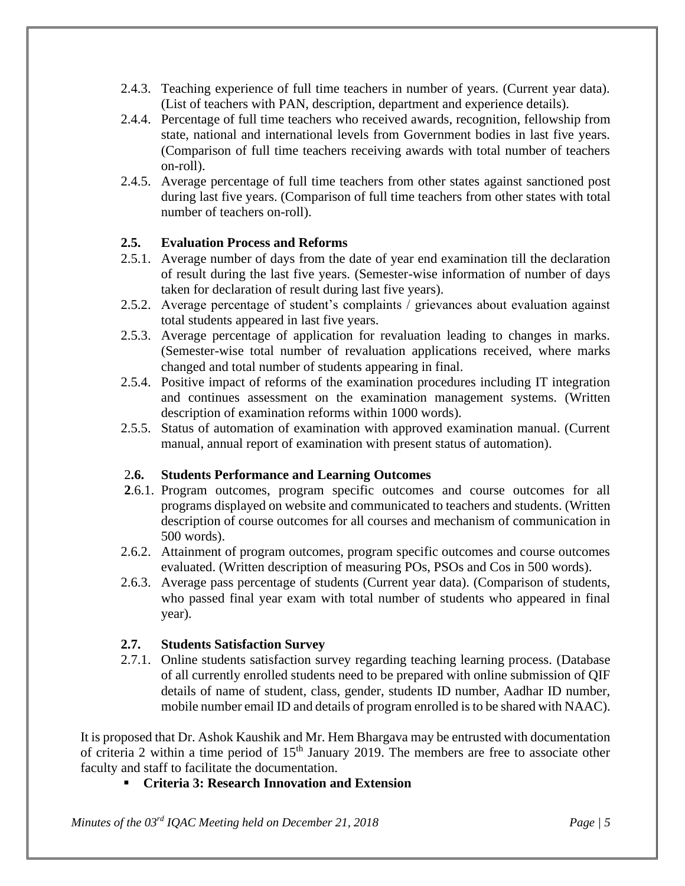2.4.3. Teaching experience of full time teachers in number of years. (Current year data). (List of teachers with PAN, description, department and experience details).

2.4.4. Percentage of full time teachers who received awards, recognition, fellowship from state, national and international levels from Government bodies in last five years. (Comparison of full time teachers receiving awards with total number of teachers on-roll).

2.4.5. Average percentage of full time teachers from other states against sanctioned post during last five years. (Comparison of full time teachers from other states with total number of teachers on-roll).

**2.5. Evaluation Process and Reforms**

2.5.1. Average number of days from the date of year end examination till the declaration of result during the last five years. (Semester-wise information of number of days taken for declaration of result during last five years).

2.5.2. Average percentage of student's complaints / grievances about evaluation against total students appeared in last five years.

2.5.3. Average percentage of application for revaluation leading to changes in marks. (Semester-wise total number of revaluation applications received, where marks changed and total number of students appearing in final.

2.5.4. Positive impact of reforms of the examination procedures including IT integration and continues assessment on the examination management systems. (Written description of examination reforms within 1000 words).

2.5.5. Status of automation of examination with approved examination manual. (Current manual, annual report of examination with present status of automation).

**2.6. Students Performance and Learning Outcomes**

2.6.1. Program outcomes, program specific outcomes and course outcomes for all programs displayed on website and communicated to teachers and students. (Written description of course outcomes for all courses and mechanism of communication in 500 words).

2.6.2. Attainment of program outcomes, program specific outcomes and course outcomes evaluated. (Written description of measuring POs, PSOs and Cos in 500 words).

2.6.3. Average pass percentage of students (Current year data). (Comparison of students, who passed final year exam with total number of students who appeared in final year).

**2.7. Students Satisfaction Survey**

2.7.1. Online students satisfaction survey regarding teaching learning process. (Database of all currently enrolled students need to be prepared with online submission of QIF details of name of student, class, gender, students ID number, Aadhar ID number, mobile number email ID and details of program enrolled is to be shared with NAAC).

It is proposed that Dr. Ashok Kaushik and Mr. Hem Bhargava may be entrusted with documentation of criteria 2 within a time period of 15th January 2019. The members are free to associate other faculty and staff to facilitate the documentation.

- **Criteria 3: Research Innovation and Extension**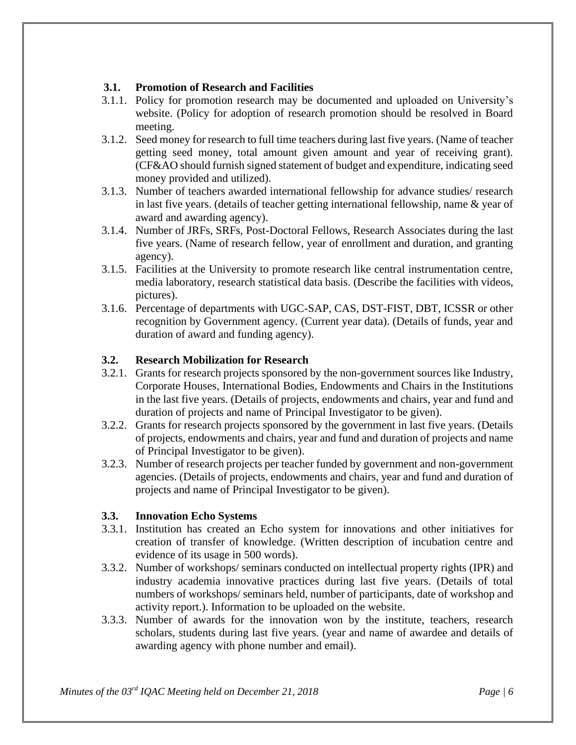### 3.1. Promotion of Research and Facilities

3.1.1. Policy for promotion research may be documented and uploaded on University's website. (Policy for adoption of research promotion should be resolved in Board meeting.

3.1.2. Seed money for research to full time teachers during last five years. (Name of teacher getting seed money, total amount given amount and year of receiving grant). (CF&AO should furnish signed statement of budget and expenditure, indicating seed money provided and utilized).

3.1.3. Number of teachers awarded international fellowship for advance studies/ research in last five years. (details of teacher getting international fellowship, name & year of award and awarding agency).

3.1.4. Number of JRFs, SRFs, Post-Doctoral Fellows, Research Associates during the last five years. (Name of research fellow, year of enrollment and duration, and granting agency).

3.1.5. Facilities at the University to promote research like central instrumentation centre, media laboratory, research statistical data basis. (Describe the facilities with videos, pictures).

3.1.6. Percentage of departments with UGC-SAP, CAS, DST-FIST, DBT, ICSSR or other recognition by Government agency. (Current year data). (Details of funds, year and duration of award and funding agency).

### 3.2. Research Mobilization for Research

3.2.1. Grants for research projects sponsored by the non-government sources like Industry, Corporate Houses, International Bodies, Endowments and Chairs in the Institutions in the last five years. (Details of projects, endowments and chairs, year and fund and duration of projects and name of Principal Investigator to be given).

3.2.2. Grants for research projects sponsored by the government in last five years. (Details of projects, endowments and chairs, year and fund and duration of projects and name of Principal Investigator to be given).

3.2.3. Number of research projects per teacher funded by government and non-government agencies. (Details of projects, endowments and chairs, year and fund and duration of projects and name of Principal Investigator to be given).

### 3.3. Innovation Echo Systems

3.3.1. Institution has created an Echo system for innovations and other initiatives for creation of transfer of knowledge. (Written description of incubation centre and evidence of its usage in 500 words).

3.3.2. Number of workshops/ seminars conducted on intellectual property rights (IPR) and industry academia innovative practices during last five years. (Details of total numbers of workshops/ seminars held, number of participants, date of workshop and activity report.). Information to be uploaded on the website.

3.3.3. Number of awards for the innovation won by the institute, teachers, research scholars, students during last five years. (year and name of awardee and details of awarding agency with phone number and email).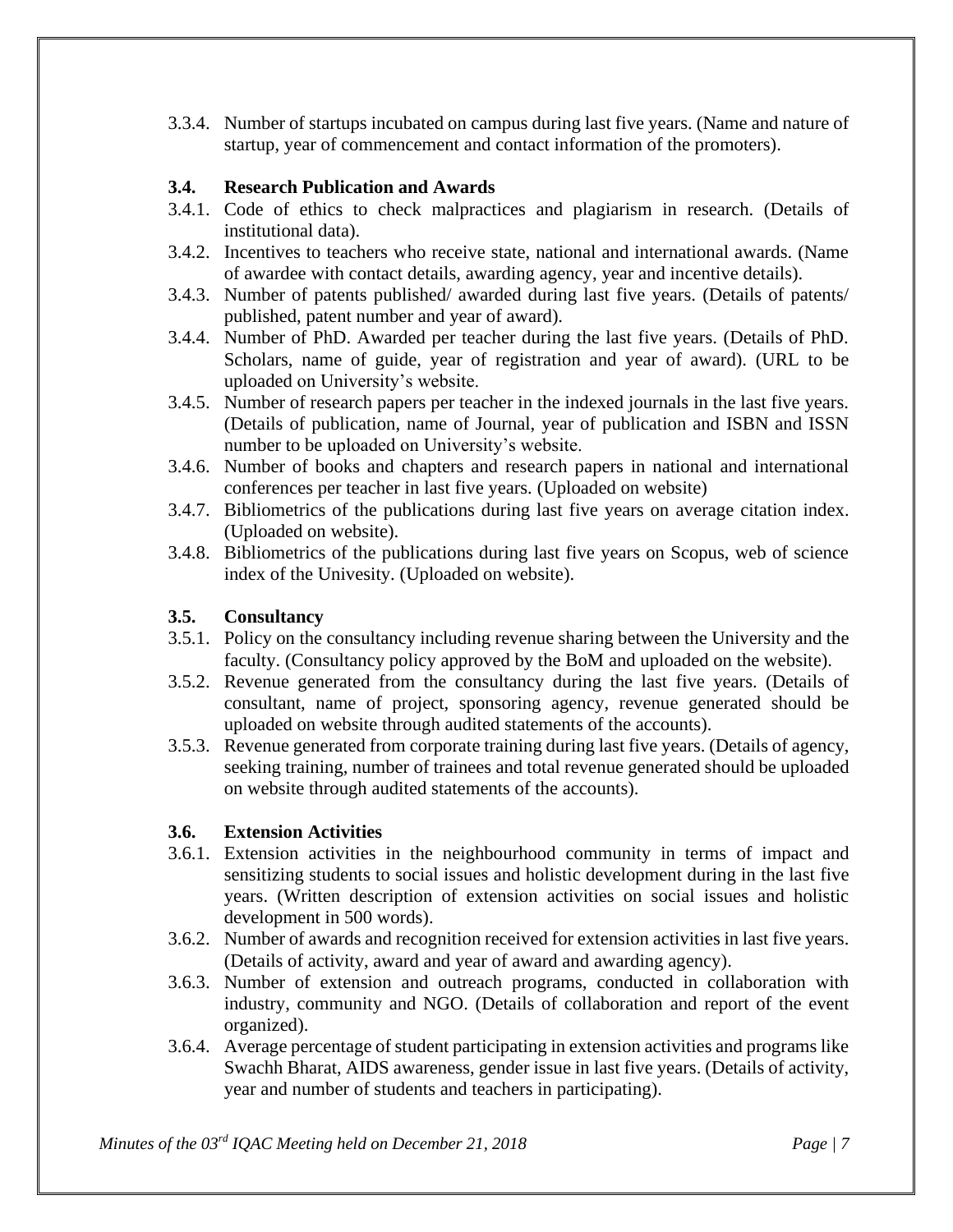3.3.4. Number of startups incubated on campus during last five years. (Name and nature of startup, year of commencement and contact information of the promoters).

### 3.4. Research Publication and Awards

3.4.1. Code of ethics to check malpractices and plagiarism in research. (Details of institutional data).

3.4.2. Incentives to teachers who receive state, national and international awards. (Name of awardee with contact details, awarding agency, year and incentive details).

3.4.3. Number of patents published/ awarded during last five years. (Details of patents/ published, patent number and year of award).

3.4.4. Number of PhD. Awarded per teacher during the last five years. (Details of PhD. Scholars, name of guide, year of registration and year of award). (URL to be uploaded on University's website.

3.4.5. Number of research papers per teacher in the indexed journals in the last five years. (Details of publication, name of Journal, year of publication and ISBN and ISSN number to be uploaded on University's website.

3.4.6. Number of books and chapters and research papers in national and international conferences per teacher in last five years. (Uploaded on website)

3.4.7. Bibliometrics of the publications during last five years on average citation index. (Uploaded on website).

3.4.8. Bibliometrics of the publications during last five years on Scopus, web of science index of the Univesity. (Uploaded on website).

### 3.5. Consultancy

3.5.1. Policy on the consultancy including revenue sharing between the University and the faculty. (Consultancy policy approved by the BoM and uploaded on the website).

3.5.2. Revenue generated from the consultancy during the last five years. (Details of consultant, name of project, sponsoring agency, revenue generated should be uploaded on website through audited statements of the accounts).

3.5.3. Revenue generated from corporate training during last five years. (Details of agency, seeking training, number of trainees and total revenue generated should be uploaded on website through audited statements of the accounts).

### 3.6. Extension Activities

3.6.1. Extension activities in the neighbourhood community in terms of impact and sensitizing students to social issues and holistic development during in the last five years. (Written description of extension activities on social issues and holistic development in 500 words).

3.6.2. Number of awards and recognition received for extension activities in last five years. (Details of activity, award and year of award and awarding agency).

3.6.3. Number of extension and outreach programs, conducted in collaboration with industry, community and NGO. (Details of collaboration and report of the event organized).

3.6.4. Average percentage of student participating in extension activities and programs like Swachh Bharat, AIDS awareness, gender issue in last five years. (Details of activity, year and number of students and teachers in participating).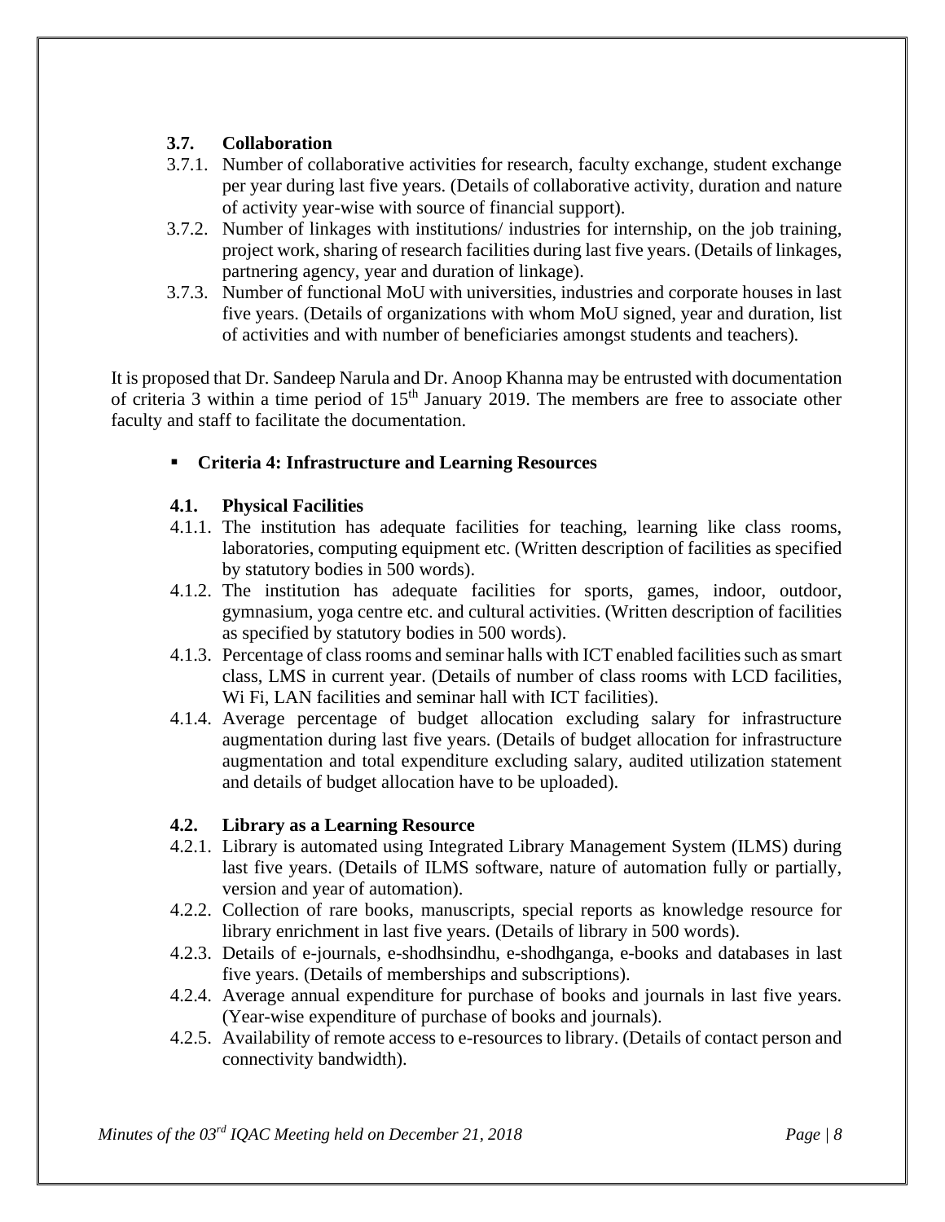**3.7. Collaboration**

3.7.1. Number of collaborative activities for research, faculty exchange, student exchange per year during last five years. (Details of collaborative activity, duration and nature of activity year-wise with source of financial support).

3.7.2. Number of linkages with institutions/ industries for internship, on the job training, project work, sharing of research facilities during last five years. (Details of linkages, partnering agency, year and duration of linkage).

3.7.3. Number of functional MoU with universities, industries and corporate houses in last five years. (Details of organizations with whom MoU signed, year and duration, list of activities and with number of beneficiaries amongst students and teachers).

It is proposed that Dr. Sandeep Narula and Dr. Anoop Khanna may be entrusted with documentation of criteria 3 within a time period of 15th January 2019. The members are free to associate other faculty and staff to facilitate the documentation.

- **Criteria 4: Infrastructure and Learning Resources**

**4.1. Physical Facilities**

4.1.1. The institution has adequate facilities for teaching, learning like class rooms, laboratories, computing equipment etc. (Written description of facilities as specified by statutory bodies in 500 words).

4.1.2. The institution has adequate facilities for sports, games, indoor, outdoor, gymnasium, yoga centre etc. and cultural activities. (Written description of facilities as specified by statutory bodies in 500 words).

4.1.3. Percentage of class rooms and seminar halls with ICT enabled facilities such as smart class, LMS in current year. (Details of number of class rooms with LCD facilities, Wi Fi, LAN facilities and seminar hall with ICT facilities).

4.1.4. Average percentage of budget allocation excluding salary for infrastructure augmentation during last five years. (Details of budget allocation for infrastructure augmentation and total expenditure excluding salary, audited utilization statement and details of budget allocation have to be uploaded).

**4.2. Library as a Learning Resource**

4.2.1. Library is automated using Integrated Library Management System (ILMS) during last five years. (Details of ILMS software, nature of automation fully or partially, version and year of automation).

4.2.2. Collection of rare books, manuscripts, special reports as knowledge resource for library enrichment in last five years. (Details of library in 500 words).

4.2.3. Details of e-journals, e-shodhsindhu, e-shodhganga, e-books and databases in last five years. (Details of memberships and subscriptions).

4.2.4. Average annual expenditure for purchase of books and journals in last five years. (Year-wise expenditure of purchase of books and journals).

4.2.5. Availability of remote access to e-resources to library. (Details of contact person and connectivity bandwidth).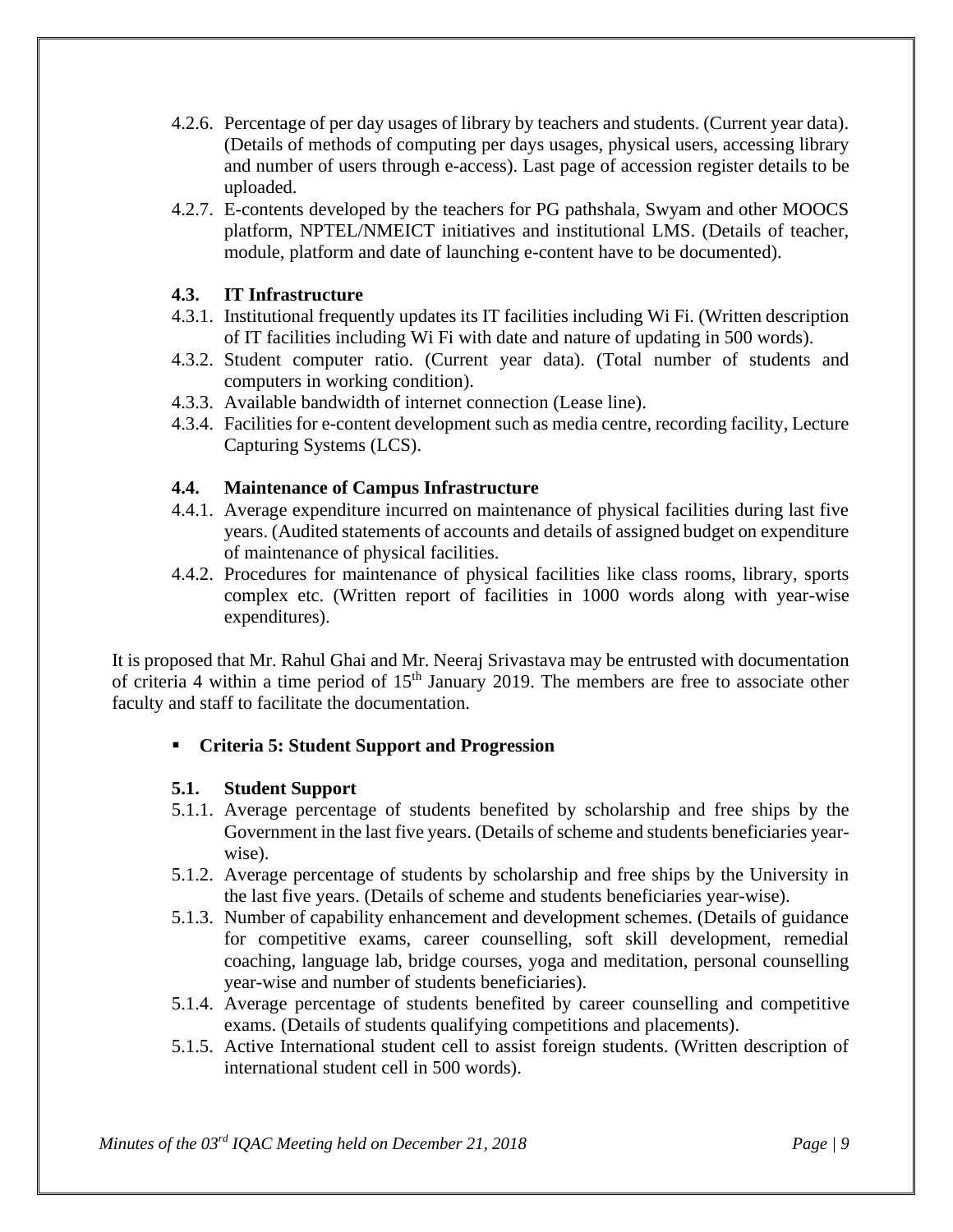4.2.6. Percentage of per day usages of library by teachers and students. (Current year data). (Details of methods of computing per days usages, physical users, accessing library and number of users through e-access). Last page of accession register details to be uploaded.

4.2.7. E-contents developed by the teachers for PG pathshala, Swyam and other MOOCS platform, NPTEL/NMEICT initiatives and institutional LMS. (Details of teacher, module, platform and date of launching e-content have to be documented).

**4.3. IT Infrastructure**

4.3.1. Institutional frequently updates its IT facilities including Wi Fi. (Written description of IT facilities including Wi Fi with date and nature of updating in 500 words).

4.3.2. Student computer ratio. (Current year data). (Total number of students and computers in working condition).

4.3.3. Available bandwidth of internet connection (Lease line).

4.3.4. Facilities for e-content development such as media centre, recording facility, Lecture Capturing Systems (LCS).

**4.4. Maintenance of Campus Infrastructure**

4.4.1. Average expenditure incurred on maintenance of physical facilities during last five years. (Audited statements of accounts and details of assigned budget on expenditure of maintenance of physical facilities.

4.4.2. Procedures for maintenance of physical facilities like class rooms, library, sports complex etc. (Written report of facilities in 1000 words along with year-wise expenditures).

It is proposed that Mr. Rahul Ghai and Mr. Neeraj Srivastava may be entrusted with documentation of criteria 4 within a time period of 15th January 2019. The members are free to associate other faculty and staff to facilitate the documentation.

- **Criteria 5: Student Support and Progression**

**5.1. Student Support**

5.1.1. Average percentage of students benefited by scholarship and free ships by the Government in the last five years. (Details of scheme and students beneficiaries year-wise).

5.1.2. Average percentage of students by scholarship and free ships by the University in the last five years. (Details of scheme and students beneficiaries year-wise).

5.1.3. Number of capability enhancement and development schemes. (Details of guidance for competitive exams, career counselling, soft skill development, remedial coaching, language lab, bridge courses, yoga and meditation, personal counselling year-wise and number of students beneficiaries).

5.1.4. Average percentage of students benefited by career counselling and competitive exams. (Details of students qualifying competitions and placements).

5.1.5. Active International student cell to assist foreign students. (Written description of international student cell in 500 words).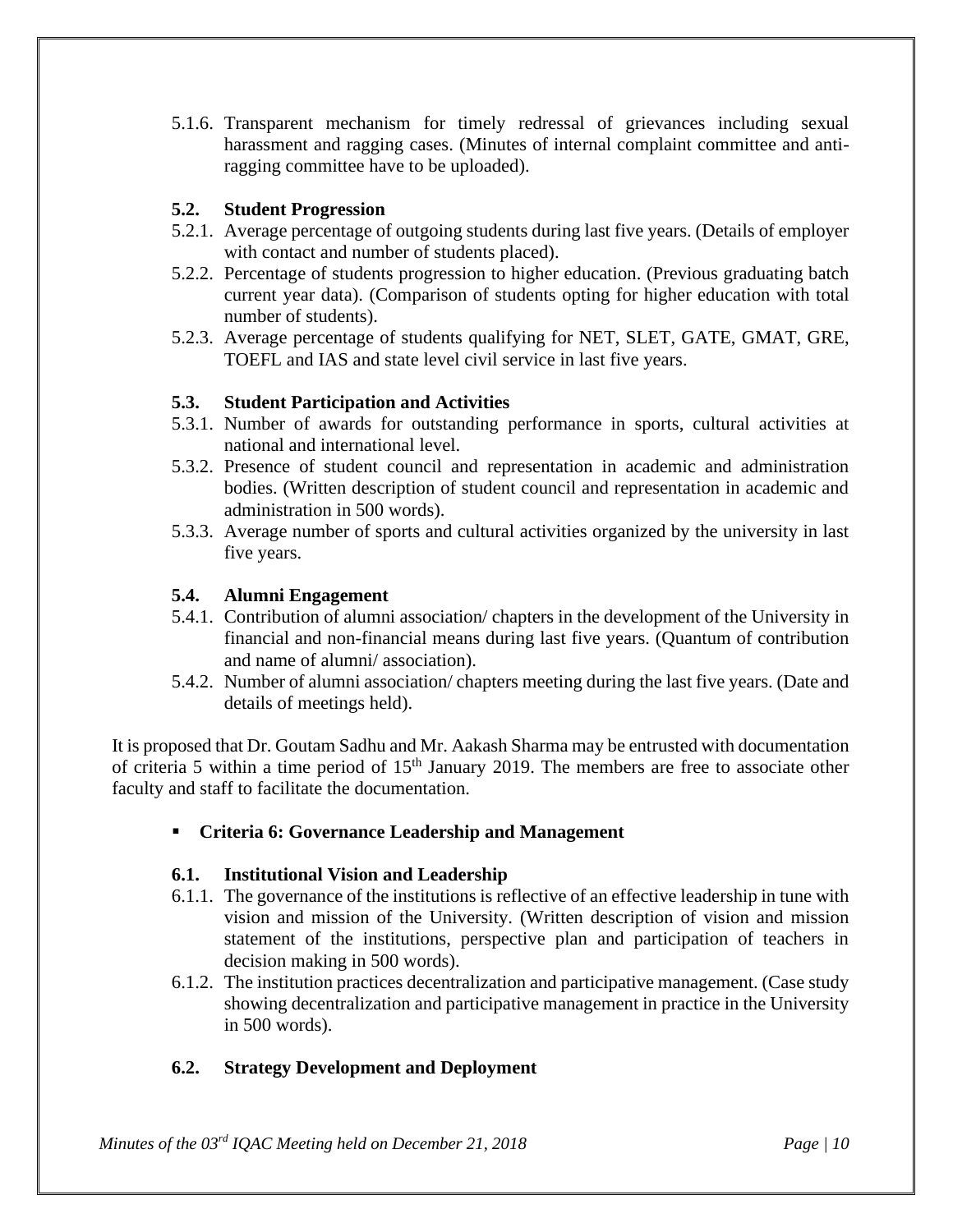5.1.6. Transparent mechanism for timely redressal of grievances including sexual harassment and ragging cases. (Minutes of internal complaint committee and anti-ragging committee have to be uploaded).

**5.2. Student Progression**

5.2.1. Average percentage of outgoing students during last five years. (Details of employer with contact and number of students placed).

5.2.2. Percentage of students progression to higher education. (Previous graduating batch current year data). (Comparison of students opting for higher education with total number of students).

5.2.3. Average percentage of students qualifying for NET, SLET, GATE, GMAT, GRE, TOEFL and IAS and state level civil service in last five years.

**5.3. Student Participation and Activities**

5.3.1. Number of awards for outstanding performance in sports, cultural activities at national and international level.

5.3.2. Presence of student council and representation in academic and administration bodies. (Written description of student council and representation in academic and administration in 500 words).

5.3.3. Average number of sports and cultural activities organized by the university in last five years.

**5.4. Alumni Engagement**

5.4.1. Contribution of alumni association/ chapters in the development of the University in financial and non-financial means during last five years. (Quantum of contribution and name of alumni/ association).

5.4.2. Number of alumni association/ chapters meeting during the last five years. (Date and details of meetings held).

It is proposed that Dr. Goutam Sadhu and Mr. Aakash Sharma may be entrusted with documentation of criteria 5 within a time period of 15th January 2019. The members are free to associate other faculty and staff to facilitate the documentation.

- **Criteria 6: Governance Leadership and Management**

**6.1. Institutional Vision and Leadership**

6.1.1. The governance of the institutions is reflective of an effective leadership in tune with vision and mission of the University. (Written description of vision and mission statement of the institutions, perspective plan and participation of teachers in decision making in 500 words).

6.1.2. The institution practices decentralization and participative management. (Case study showing decentralization and participative management in practice in the University in 500 words).

**6.2. Strategy Development and Deployment**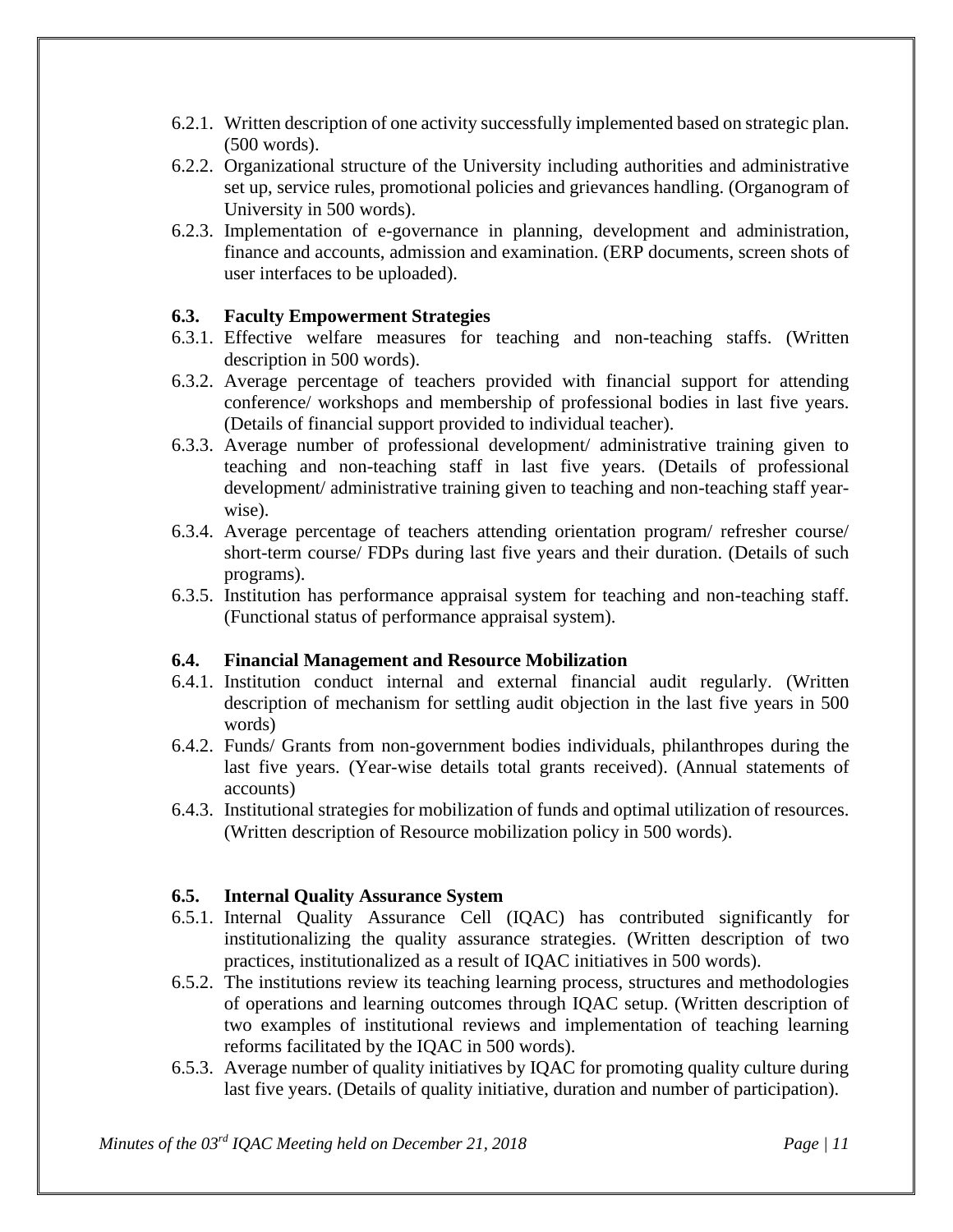6.2.1. Written description of one activity successfully implemented based on strategic plan. (500 words).

6.2.2. Organizational structure of the University including authorities and administrative set up, service rules, promotional policies and grievances handling. (Organogram of University in 500 words).

6.2.3. Implementation of e-governance in planning, development and administration, finance and accounts, admission and examination. (ERP documents, screen shots of user interfaces to be uploaded).

**6.3. Faculty Empowerment Strategies**

6.3.1. Effective welfare measures for teaching and non-teaching staffs. (Written description in 500 words).

6.3.2. Average percentage of teachers provided with financial support for attending conference/ workshops and membership of professional bodies in last five years. (Details of financial support provided to individual teacher).

6.3.3. Average number of professional development/ administrative training given to teaching and non-teaching staff in last five years. (Details of professional development/ administrative training given to teaching and non-teaching staff year-wise).

6.3.4. Average percentage of teachers attending orientation program/ refresher course/ short-term course/ FDPs during last five years and their duration. (Details of such programs).

6.3.5. Institution has performance appraisal system for teaching and non-teaching staff. (Functional status of performance appraisal system).

**6.4. Financial Management and Resource Mobilization**

6.4.1. Institution conduct internal and external financial audit regularly. (Written description of mechanism for settling audit objection in the last five years in 500 words)

6.4.2. Funds/ Grants from non-government bodies individuals, philanthropes during the last five years. (Year-wise details total grants received). (Annual statements of accounts)

6.4.3. Institutional strategies for mobilization of funds and optimal utilization of resources. (Written description of Resource mobilization policy in 500 words).

**6.5. Internal Quality Assurance System**

6.5.1. Internal Quality Assurance Cell (IQAC) has contributed significantly for institutionalizing the quality assurance strategies. (Written description of two practices, institutionalized as a result of IQAC initiatives in 500 words).

6.5.2. The institutions review its teaching learning process, structures and methodologies of operations and learning outcomes through IQAC setup. (Written description of two examples of institutional reviews and implementation of teaching learning reforms facilitated by the IQAC in 500 words).

6.5.3. Average number of quality initiatives by IQAC for promoting quality culture during last five years. (Details of quality initiative, duration and number of participation).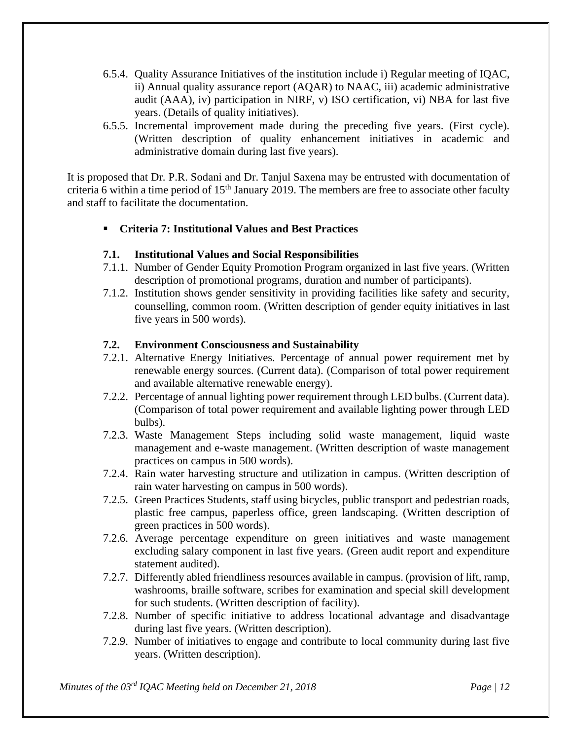6.5.4. Quality Assurance Initiatives of the institution include i) Regular meeting of IQAC, ii) Annual quality assurance report (AQAR) to NAAC, iii) academic administrative audit (AAA), iv) participation in NIRF, v) ISO certification, vi) NBA for last five years. (Details of quality initiatives).

6.5.5. Incremental improvement made during the preceding five years. (First cycle). (Written description of quality enhancement initiatives in academic and administrative domain during last five years).

It is proposed that Dr. P.R. Sodani and Dr. Tanjul Saxena may be entrusted with documentation of criteria 6 within a time period of 15th January 2019. The members are free to associate other faculty and staff to facilitate the documentation.

- **Criteria 7: Institutional Values and Best Practices**

**7.1. Institutional Values and Social Responsibilities**

7.1.1. Number of Gender Equity Promotion Program organized in last five years. (Written description of promotional programs, duration and number of participants).

7.1.2. Institution shows gender sensitivity in providing facilities like safety and security, counselling, common room. (Written description of gender equity initiatives in last five years in 500 words).

**7.2. Environment Consciousness and Sustainability**

7.2.1. Alternative Energy Initiatives. Percentage of annual power requirement met by renewable energy sources. (Current data). (Comparison of total power requirement and available alternative renewable energy).

7.2.2. Percentage of annual lighting power requirement through LED bulbs. (Current data). (Comparison of total power requirement and available lighting power through LED bulbs).

7.2.3. Waste Management Steps including solid waste management, liquid waste management and e-waste management. (Written description of waste management practices on campus in 500 words).

7.2.4. Rain water harvesting structure and utilization in campus. (Written description of rain water harvesting on campus in 500 words).

7.2.5. Green Practices Students, staff using bicycles, public transport and pedestrian roads, plastic free campus, paperless office, green landscaping. (Written description of green practices in 500 words).

7.2.6. Average percentage expenditure on green initiatives and waste management excluding salary component in last five years. (Green audit report and expenditure statement audited).

7.2.7. Differently abled friendliness resources available in campus. (provision of lift, ramp, washrooms, braille software, scribes for examination and special skill development for such students. (Written description of facility).

7.2.8. Number of specific initiative to address locational advantage and disadvantage during last five years. (Written description).

7.2.9. Number of initiatives to engage and contribute to local community during last five years. (Written description).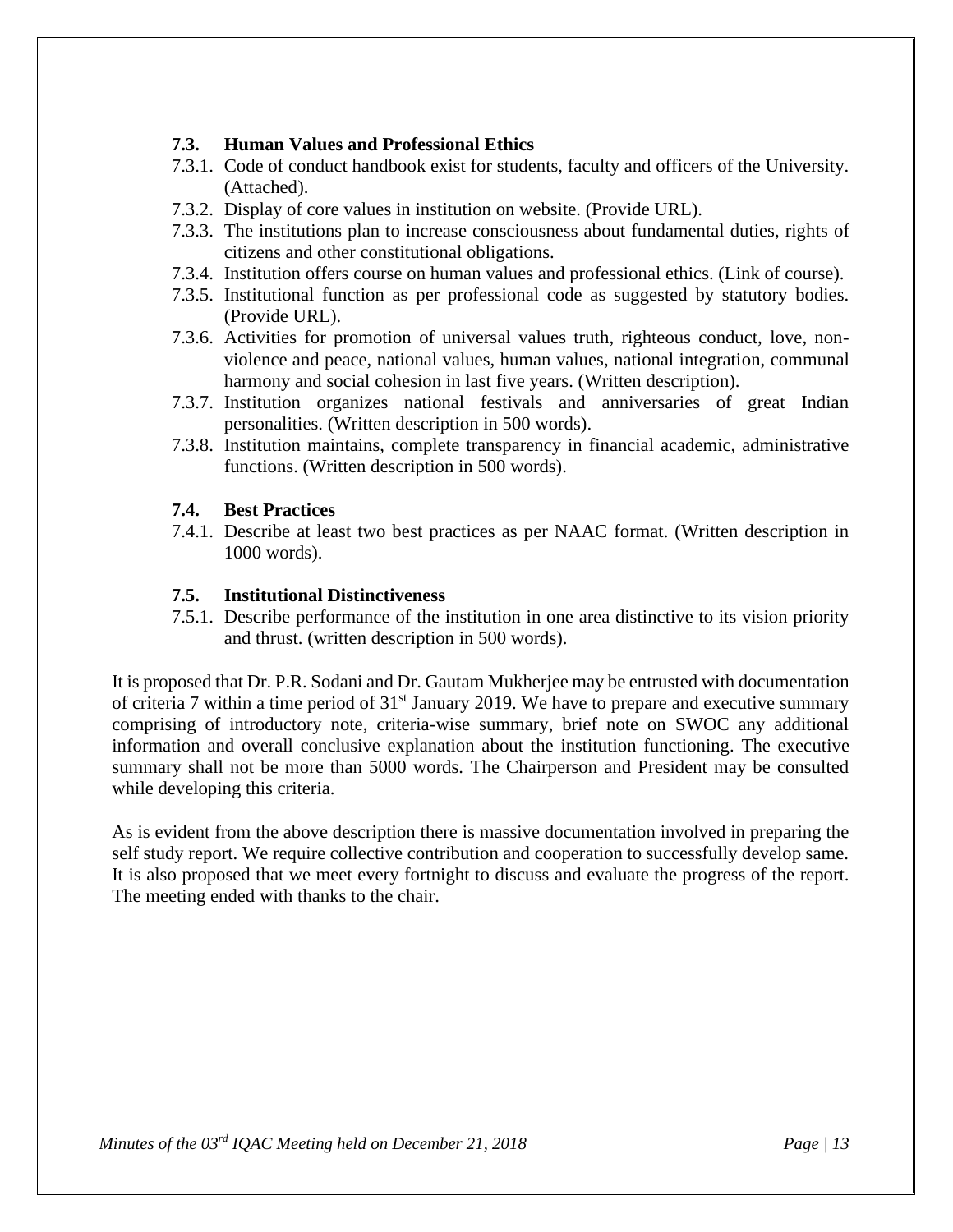### 7.3. Human Values and Professional Ethics

- 7.3.1. Code of conduct handbook exist for students, faculty and officers of the University. (Attached).
- 7.3.2. Display of core values in institution on website. (Provide URL).
- 7.3.3. The institutions plan to increase consciousness about fundamental duties, rights of citizens and other constitutional obligations.
- 7.3.4. Institution offers course on human values and professional ethics. (Link of course).
- 7.3.5. Institutional function as per professional code as suggested by statutory bodies. (Provide URL).
- 7.3.6. Activities for promotion of universal values truth, righteous conduct, love, non-violence and peace, national values, human values, national integration, communal harmony and social cohesion in last five years. (Written description).
- 7.3.7. Institution organizes national festivals and anniversaries of great Indian personalities. (Written description in 500 words).
- 7.3.8. Institution maintains, complete transparency in financial academic, administrative functions. (Written description in 500 words).

### 7.4. Best Practices

- 7.4.1. Describe at least two best practices as per NAAC format. (Written description in 1000 words).

### 7.5. Institutional Distinctiveness

- 7.5.1. Describe performance of the institution in one area distinctive to its vision priority and thrust. (written description in 500 words).

It is proposed that Dr. P.R. Sodani and Dr. Gautam Mukherjee may be entrusted with documentation of criteria 7 within a time period of 31st January 2019. We have to prepare and executive summary comprising of introductory note, criteria-wise summary, brief note on SWOC any additional information and overall conclusive explanation about the institution functioning. The executive summary shall not be more than 5000 words. The Chairperson and President may be consulted while developing this criteria.

As is evident from the above description there is massive documentation involved in preparing the self study report. We require collective contribution and cooperation to successfully develop same. It is also proposed that we meet every fortnight to discuss and evaluate the progress of the report. The meeting ended with thanks to the chair.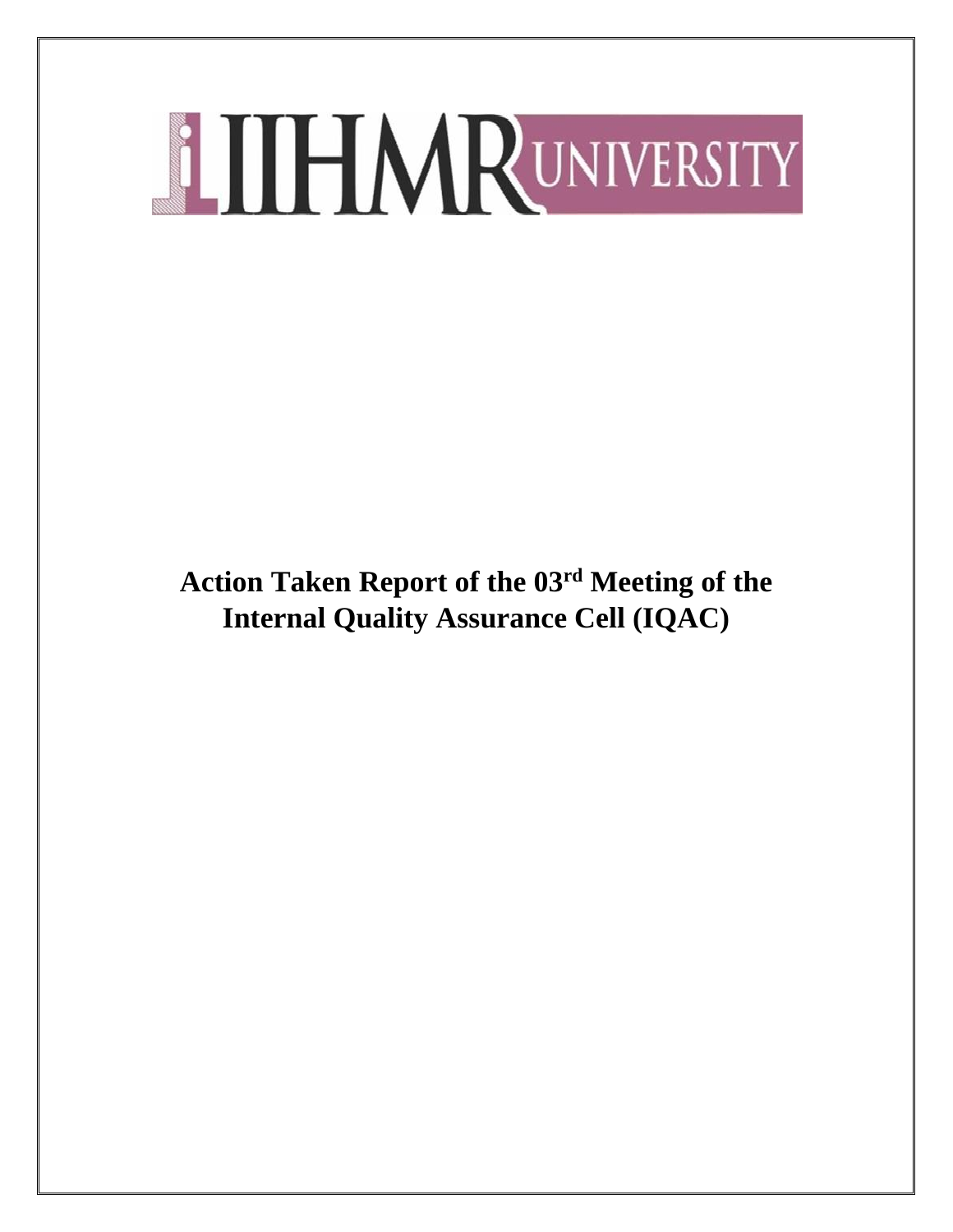# Action Taken Report of the 03rd Meeting of the Internal Quality Assurance Cell (IQAC)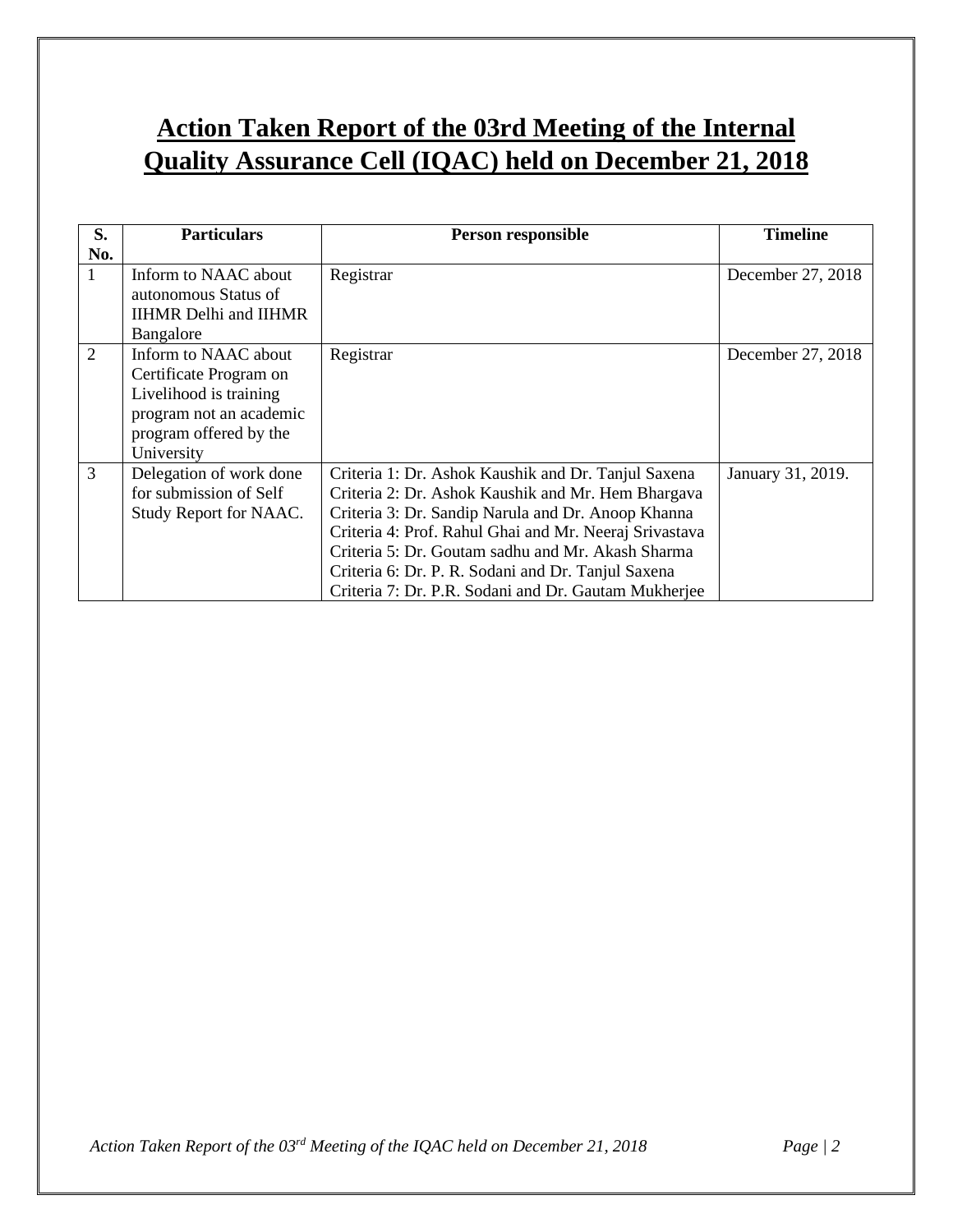# Action Taken Report of the 03rd Meeting of the Internal Quality Assurance Cell (IQAC) held on December 21, 2018

| S. No. | Particulars | Person responsible | Timeline |
|---|---|---|---|
| 1 | Inform to NAAC about autonomous Status of IIHMR Delhi and IIHMR Bangalore | Registrar | December 27, 2018 |
| 2 | Inform to NAAC about Certificate Program on Livelihood is training program not an academic program offered by the University | Registrar | December 27, 2018 |
| 3 | Delegation of work done for submission of Self Study Report for NAAC. | Criteria 1: Dr. Ashok Kaushik and Dr. Tanjul Saxena<br>Criteria 2: Dr. Ashok Kaushik and Mr. Hem Bhargava<br>Criteria 3: Dr. Sandip Narula and Dr. Anoop Khanna<br>Criteria 4: Prof. Rahul Ghai and Mr. Neeraj Srivastava<br>Criteria 5: Dr. Goutam sadhu and Mr. Akash Sharma<br>Criteria 6: Dr. P. R. Sodani and Dr. Tanjul Saxena<br>Criteria 7: Dr. P.R. Sodani and Dr. Gautam Mukherjee | January 31, 2019. |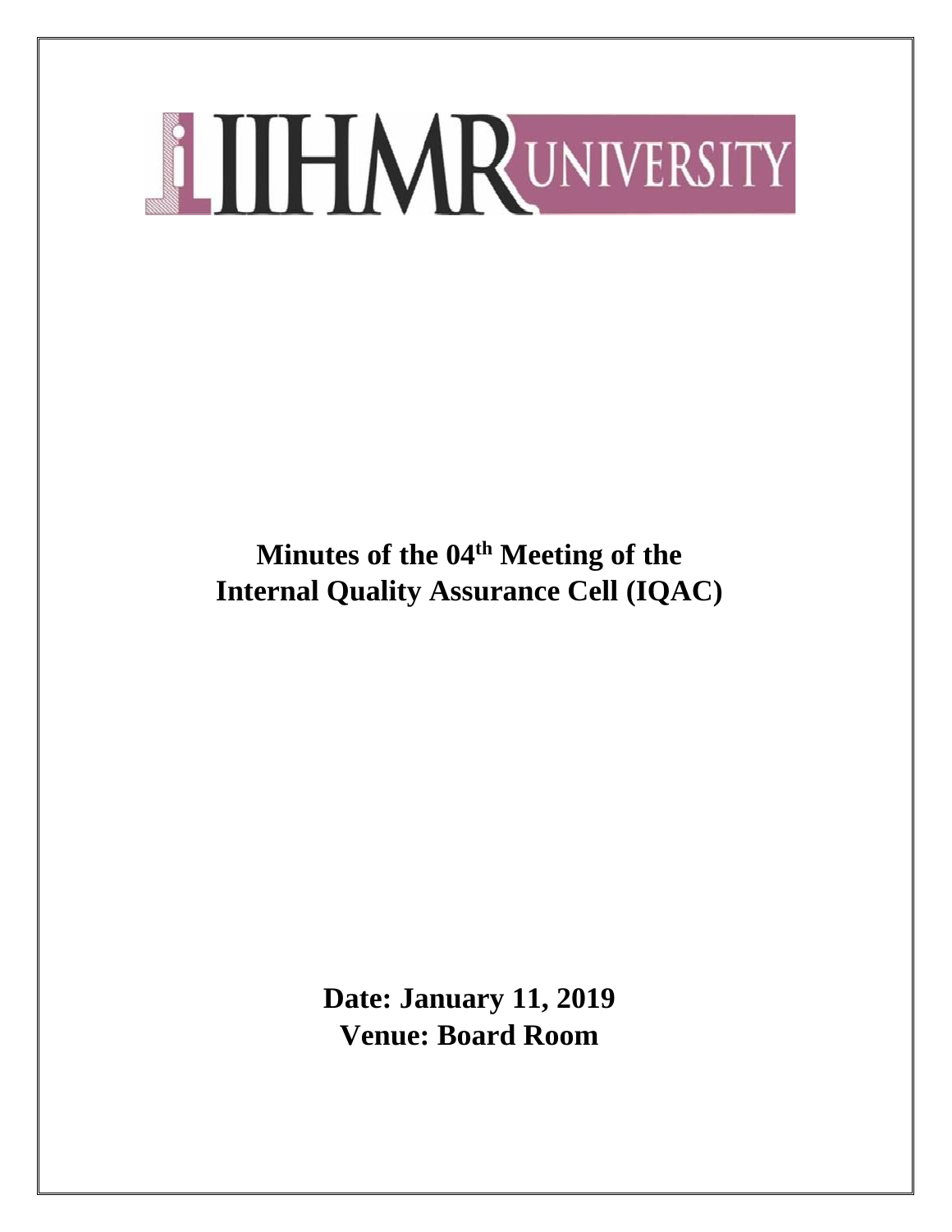IIHMR UNIVERSITY

# Minutes of the 04th Meeting of the Internal Quality Assurance Cell (IQAC)

**Date: January 11, 2019**

**Venue: Board Room**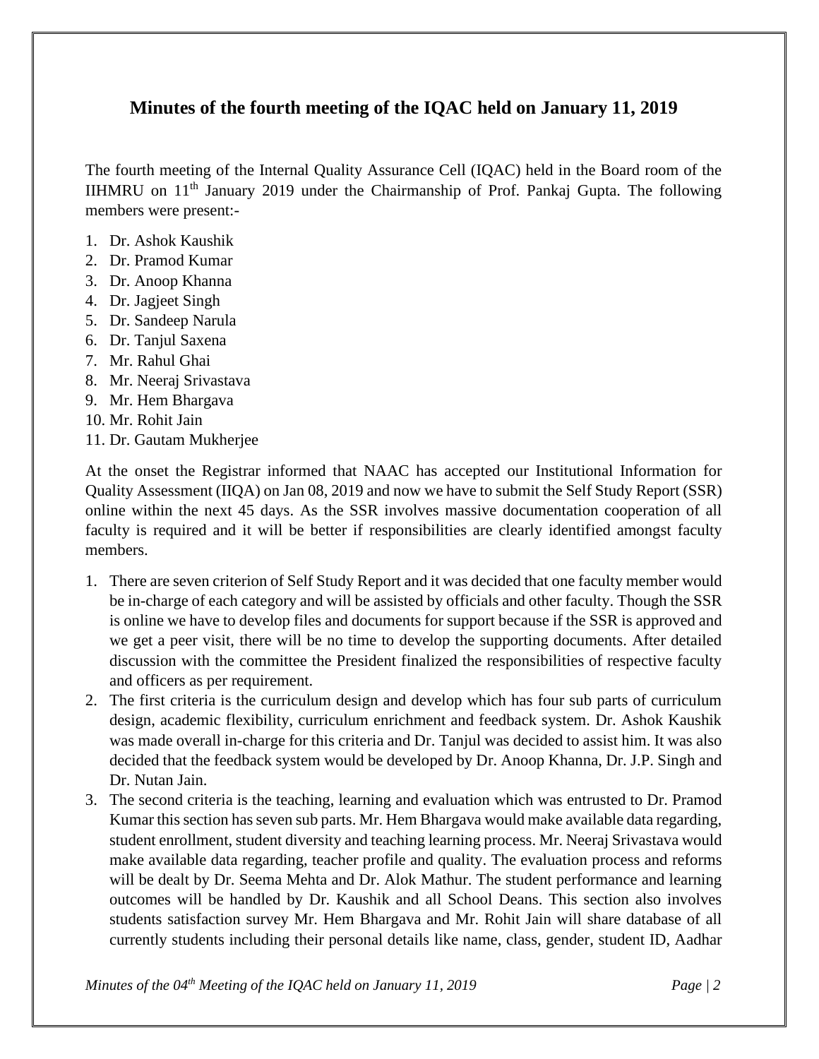## Minutes of the fourth meeting of the IQAC held on January 11, 2019

The fourth meeting of the Internal Quality Assurance Cell (IQAC) held in the Board room of the IIHMRU on 11th January 2019 under the Chairmanship of Prof. Pankaj Gupta. The following members were present:-

1. Dr. Ashok Kaushik
2. Dr. Pramod Kumar
3. Dr. Anoop Khanna
4. Dr. Jagjeet Singh
5. Dr. Sandeep Narula
6. Dr. Tanjul Saxena
7. Mr. Rahul Ghai
8. Mr. Neeraj Srivastava
9. Mr. Hem Bhargava
10. Mr. Rohit Jain
11. Dr. Gautam Mukherjee

At the onset the Registrar informed that NAAC has accepted our Institutional Information for Quality Assessment (IIQA) on Jan 08, 2019 and now we have to submit the Self Study Report (SSR) online within the next 45 days. As the SSR involves massive documentation cooperation of all faculty is required and it will be better if responsibilities are clearly identified amongst faculty members.

1. There are seven criterion of Self Study Report and it was decided that one faculty member would be in-charge of each category and will be assisted by officials and other faculty. Though the SSR is online we have to develop files and documents for support because if the SSR is approved and we get a peer visit, there will be no time to develop the supporting documents. After detailed discussion with the committee the President finalized the responsibilities of respective faculty and officers as per requirement.
2. The first criteria is the curriculum design and develop which has four sub parts of curriculum design, academic flexibility, curriculum enrichment and feedback system. Dr. Ashok Kaushik was made overall in-charge for this criteria and Dr. Tanjul was decided to assist him. It was also decided that the feedback system would be developed by Dr. Anoop Khanna, Dr. J.P. Singh and Dr. Nutan Jain.
3. The second criteria is the teaching, learning and evaluation which was entrusted to Dr. Pramod Kumar this section has seven sub parts. Mr. Hem Bhargava would make available data regarding, student enrollment, student diversity and teaching learning process. Mr. Neeraj Srivastava would make available data regarding, teacher profile and quality. The evaluation process and reforms will be dealt by Dr. Seema Mehta and Dr. Alok Mathur. The student performance and learning outcomes will be handled by Dr. Kaushik and all School Deans. This section also involves students satisfaction survey Mr. Hem Bhargava and Mr. Rohit Jain will share database of all currently students including their personal details like name, class, gender, student ID, Aadhar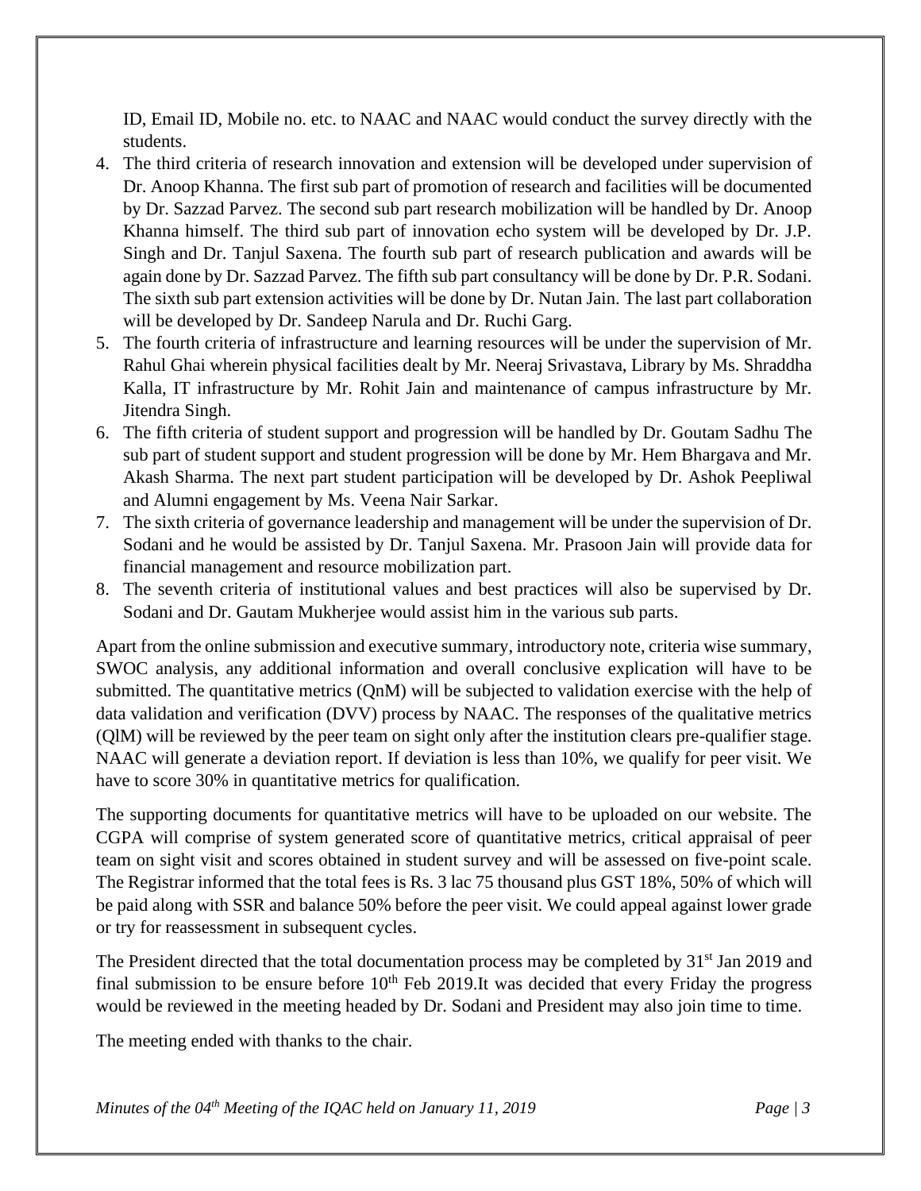ID, Email ID, Mobile no. etc. to NAAC and NAAC would conduct the survey directly with the students.

4. The third criteria of research innovation and extension will be developed under supervision of Dr. Anoop Khanna. The first sub part of promotion of research and facilities will be documented by Dr. Sazzad Parvez. The second sub part research mobilization will be handled by Dr. Anoop Khanna himself. The third sub part of innovation echo system will be developed by Dr. J.P. Singh and Dr. Tanjul Saxena. The fourth sub part of research publication and awards will be again done by Dr. Sazzad Parvez. The fifth sub part consultancy will be done by Dr. P.R. Sodani. The sixth sub part extension activities will be done by Dr. Nutan Jain. The last part collaboration will be developed by Dr. Sandeep Narula and Dr. Ruchi Garg.
5. The fourth criteria of infrastructure and learning resources will be under the supervision of Mr. Rahul Ghai wherein physical facilities dealt by Mr. Neeraj Srivastava, Library by Ms. Shraddha Kalla, IT infrastructure by Mr. Rohit Jain and maintenance of campus infrastructure by Mr. Jitendra Singh.
6. The fifth criteria of student support and progression will be handled by Dr. Goutam Sadhu The sub part of student support and student progression will be done by Mr. Hem Bhargava and Mr. Akash Sharma. The next part student participation will be developed by Dr. Ashok Peepliwal and Alumni engagement by Ms. Veena Nair Sarkar.
7. The sixth criteria of governance leadership and management will be under the supervision of Dr. Sodani and he would be assisted by Dr. Tanjul Saxena. Mr. Prasoon Jain will provide data for financial management and resource mobilization part.
8. The seventh criteria of institutional values and best practices will also be supervised by Dr. Sodani and Dr. Gautam Mukherjee would assist him in the various sub parts.

Apart from the online submission and executive summary, introductory note, criteria wise summary, SWOC analysis, any additional information and overall conclusive explication will have to be submitted. The quantitative metrics (QnM) will be subjected to validation exercise with the help of data validation and verification (DVV) process by NAAC. The responses of the qualitative metrics (QlM) will be reviewed by the peer team on sight only after the institution clears pre-qualifier stage. NAAC will generate a deviation report. If deviation is less than 10%, we qualify for peer visit. We have to score 30% in quantitative metrics for qualification.

The supporting documents for quantitative metrics will have to be uploaded on our website. The CGPA will comprise of system generated score of quantitative metrics, critical appraisal of peer team on sight visit and scores obtained in student survey and will be assessed on five-point scale. The Registrar informed that the total fees is Rs. 3 lac 75 thousand plus GST 18%, 50% of which will be paid along with SSR and balance 50% before the peer visit. We could appeal against lower grade or try for reassessment in subsequent cycles.

The President directed that the total documentation process may be completed by 31st Jan 2019 and final submission to be ensure before 10th Feb 2019.It was decided that every Friday the progress would be reviewed in the meeting headed by Dr. Sodani and President may also join time to time.

The meeting ended with thanks to the chair.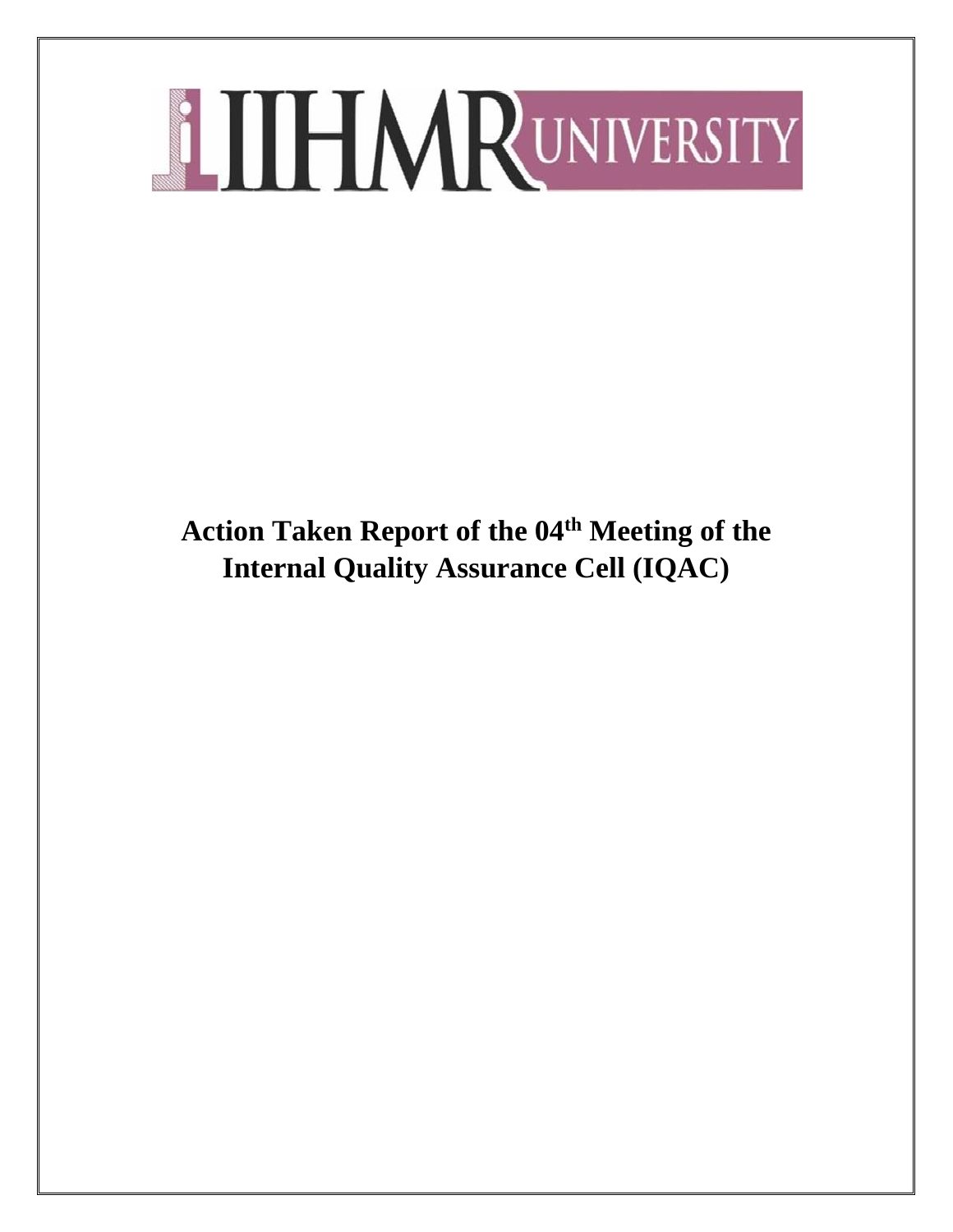# Action Taken Report of the 04th Meeting of the Internal Quality Assurance Cell (IQAC)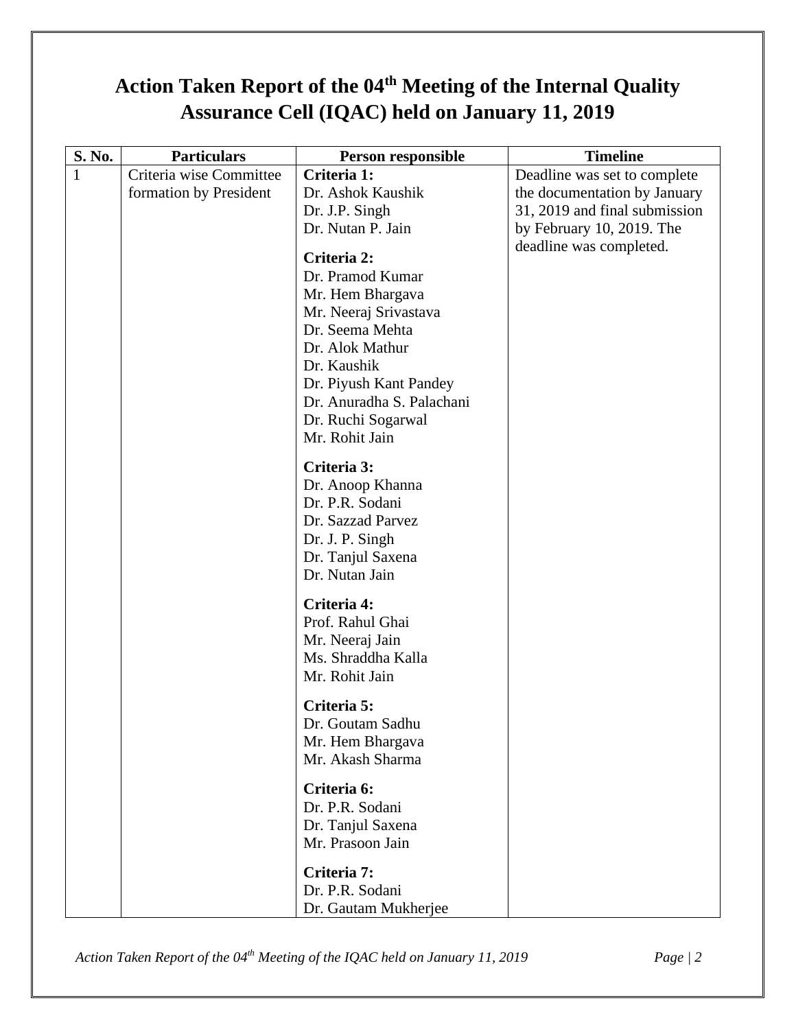# Action Taken Report of the 04th Meeting of the Internal Quality Assurance Cell (IQAC) held on January 11, 2019

| S. No. | Particulars | Person responsible | Timeline |
|---|---|---|---|
| 1 | Criteria wise Committee formation by President | **Criteria 1:**<br>Dr. Ashok Kaushik<br>Dr. J.P. Singh<br>Dr. Nutan P. Jain<br><br>**Criteria 2:**<br>Dr. Pramod Kumar<br>Mr. Hem Bhargava<br>Mr. Neeraj Srivastava<br>Dr. Seema Mehta<br>Dr. Alok Mathur<br>Dr. Kaushik<br>Dr. Piyush Kant Pandey<br>Dr. Anuradha S. Palachani<br>Dr. Ruchi Sogarwal<br>Mr. Rohit Jain<br><br>**Criteria 3:**<br>Dr. Anoop Khanna<br>Dr. P.R. Sodani<br>Dr. Sazzad Parvez<br>Dr. J. P. Singh<br>Dr. Tanjul Saxena<br>Dr. Nutan Jain<br><br>**Criteria 4:**<br>Prof. Rahul Ghai<br>Mr. Neeraj Jain<br>Ms. Shraddha Kalla<br>Mr. Rohit Jain<br><br>**Criteria 5:**<br>Dr. Goutam Sadhu<br>Mr. Hem Bhargava<br>Mr. Akash Sharma<br><br>**Criteria 6:**<br>Dr. P.R. Sodani<br>Dr. Tanjul Saxena<br>Mr. Prasoon Jain<br><br>**Criteria 7:**<br>Dr. P.R. Sodani<br>Dr. Gautam Mukherjee | Deadline was set to complete the documentation by January 31, 2019 and final submission by February 10, 2019. The deadline was completed. |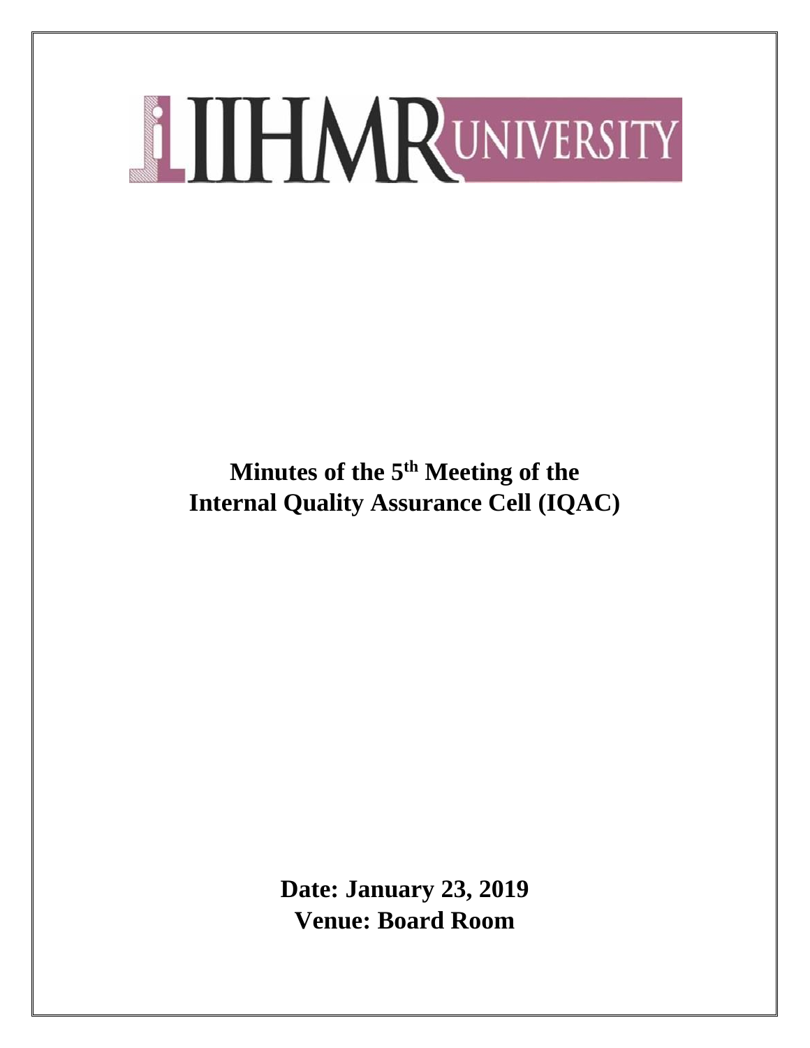IIHMR UNIVERSITY

# Minutes of the 5th Meeting of the Internal Quality Assurance Cell (IQAC)

**Date: January 23, 2019**

**Venue: Board Room**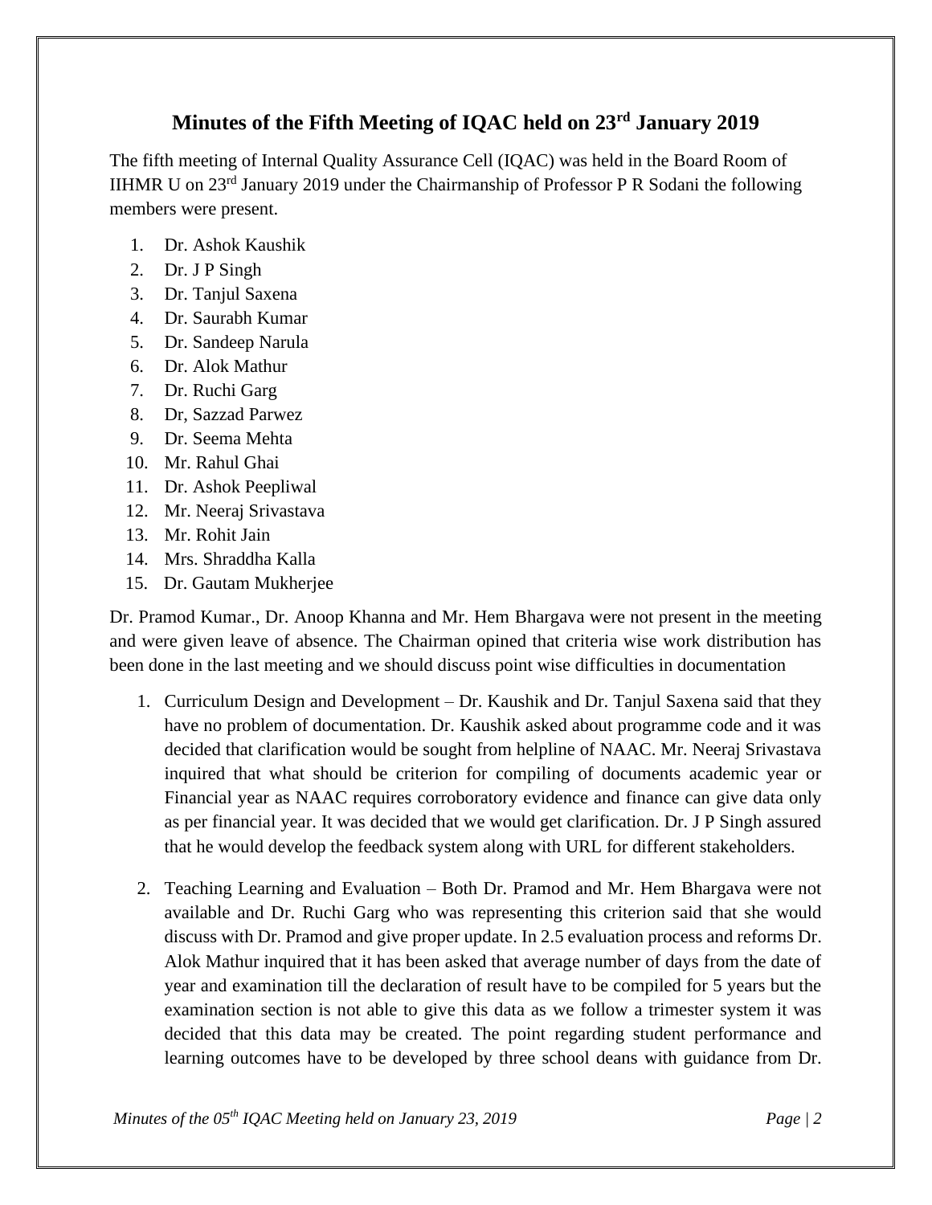## Minutes of the Fifth Meeting of IQAC held on 23rd January 2019

The fifth meeting of Internal Quality Assurance Cell (IQAC) was held in the Board Room of IIHMR U on 23rd January 2019 under the Chairmanship of Professor P R Sodani the following members were present.

1. Dr. Ashok Kaushik
2. Dr. J P Singh
3. Dr. Tanjul Saxena
4. Dr. Saurabh Kumar
5. Dr. Sandeep Narula
6. Dr. Alok Mathur
7. Dr. Ruchi Garg
8. Dr, Sazzad Parwez
9. Dr. Seema Mehta
10. Mr. Rahul Ghai
11. Dr. Ashok Peepliwal
12. Mr. Neeraj Srivastava
13. Mr. Rohit Jain
14. Mrs. Shraddha Kalla
15. Dr. Gautam Mukherjee

Dr. Pramod Kumar., Dr. Anoop Khanna and Mr. Hem Bhargava were not present in the meeting and were given leave of absence. The Chairman opined that criteria wise work distribution has been done in the last meeting and we should discuss point wise difficulties in documentation

1. Curriculum Design and Development – Dr. Kaushik and Dr. Tanjul Saxena said that they have no problem of documentation. Dr. Kaushik asked about programme code and it was decided that clarification would be sought from helpline of NAAC. Mr. Neeraj Srivastava inquired that what should be criterion for compiling of documents academic year or Financial year as NAAC requires corroboratory evidence and finance can give data only as per financial year. It was decided that we would get clarification. Dr. J P Singh assured that he would develop the feedback system along with URL for different stakeholders.

2. Teaching Learning and Evaluation – Both Dr. Pramod and Mr. Hem Bhargava were not available and Dr. Ruchi Garg who was representing this criterion said that she would discuss with Dr. Pramod and give proper update. In 2.5 evaluation process and reforms Dr. Alok Mathur inquired that it has been asked that average number of days from the date of year and examination till the declaration of result have to be compiled for 5 years but the examination section is not able to give this data as we follow a trimester system it was decided that this data may be created. The point regarding student performance and learning outcomes have to be developed by three school deans with guidance from Dr.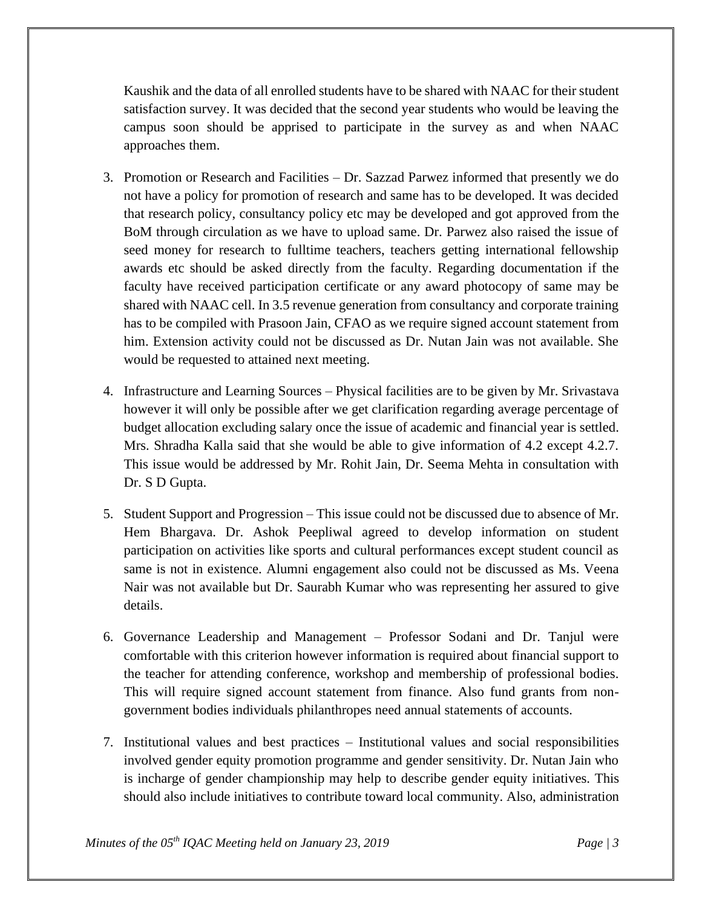Kaushik and the data of all enrolled students have to be shared with NAAC for their student satisfaction survey. It was decided that the second year students who would be leaving the campus soon should be apprised to participate in the survey as and when NAAC approaches them.

3. Promotion or Research and Facilities – Dr. Sazzad Parwez informed that presently we do not have a policy for promotion of research and same has to be developed. It was decided that research policy, consultancy policy etc may be developed and got approved from the BoM through circulation as we have to upload same. Dr. Parwez also raised the issue of seed money for research to fulltime teachers, teachers getting international fellowship awards etc should be asked directly from the faculty. Regarding documentation if the faculty have received participation certificate or any award photocopy of same may be shared with NAAC cell. In 3.5 revenue generation from consultancy and corporate training has to be compiled with Prasoon Jain, CFAO as we require signed account statement from him. Extension activity could not be discussed as Dr. Nutan Jain was not available. She would be requested to attained next meeting.

4. Infrastructure and Learning Sources – Physical facilities are to be given by Mr. Srivastava however it will only be possible after we get clarification regarding average percentage of budget allocation excluding salary once the issue of academic and financial year is settled. Mrs. Shradha Kalla said that she would be able to give information of 4.2 except 4.2.7. This issue would be addressed by Mr. Rohit Jain, Dr. Seema Mehta in consultation with Dr. S D Gupta.

5. Student Support and Progression – This issue could not be discussed due to absence of Mr. Hem Bhargava. Dr. Ashok Peepliwal agreed to develop information on student participation on activities like sports and cultural performances except student council as same is not in existence. Alumni engagement also could not be discussed as Ms. Veena Nair was not available but Dr. Saurabh Kumar who was representing her assured to give details.

6. Governance Leadership and Management – Professor Sodani and Dr. Tanjul were comfortable with this criterion however information is required about financial support to the teacher for attending conference, workshop and membership of professional bodies. This will require signed account statement from finance. Also fund grants from non-government bodies individuals philanthropes need annual statements of accounts.

7. Institutional values and best practices – Institutional values and social responsibilities involved gender equity promotion programme and gender sensitivity. Dr. Nutan Jain who is incharge of gender championship may help to describe gender equity initiatives. This should also include initiatives to contribute toward local community. Also, administration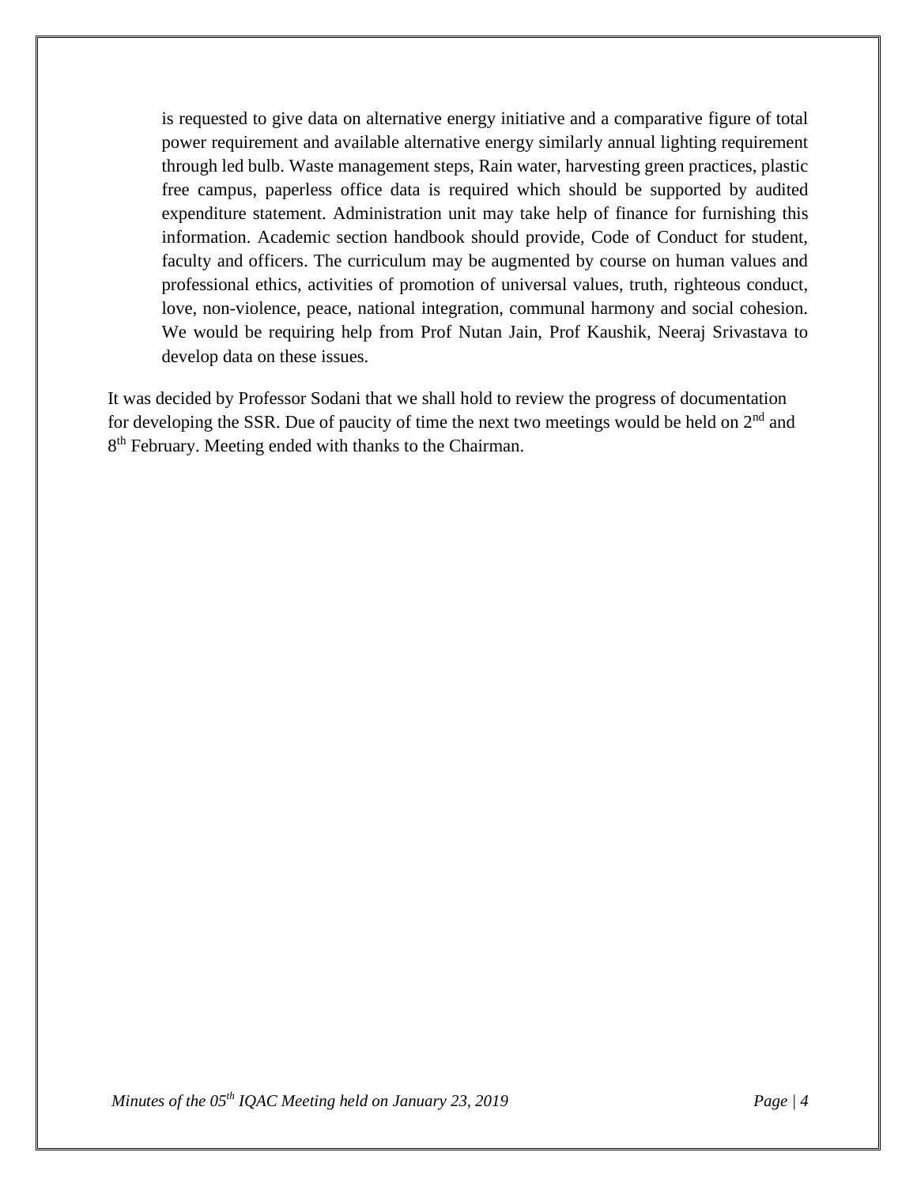is requested to give data on alternative energy initiative and a comparative figure of total power requirement and available alternative energy similarly annual lighting requirement through led bulb. Waste management steps, Rain water, harvesting green practices, plastic free campus, paperless office data is required which should be supported by audited expenditure statement. Administration unit may take help of finance for furnishing this information. Academic section handbook should provide, Code of Conduct for student, faculty and officers. The curriculum may be augmented by course on human values and professional ethics, activities of promotion of universal values, truth, righteous conduct, love, non-violence, peace, national integration, communal harmony and social cohesion. We would be requiring help from Prof Nutan Jain, Prof Kaushik, Neeraj Srivastava to develop data on these issues.

It was decided by Professor Sodani that we shall hold to review the progress of documentation for developing the SSR. Due of paucity of time the next two meetings would be held on 2nd and 8th February. Meeting ended with thanks to the Chairman.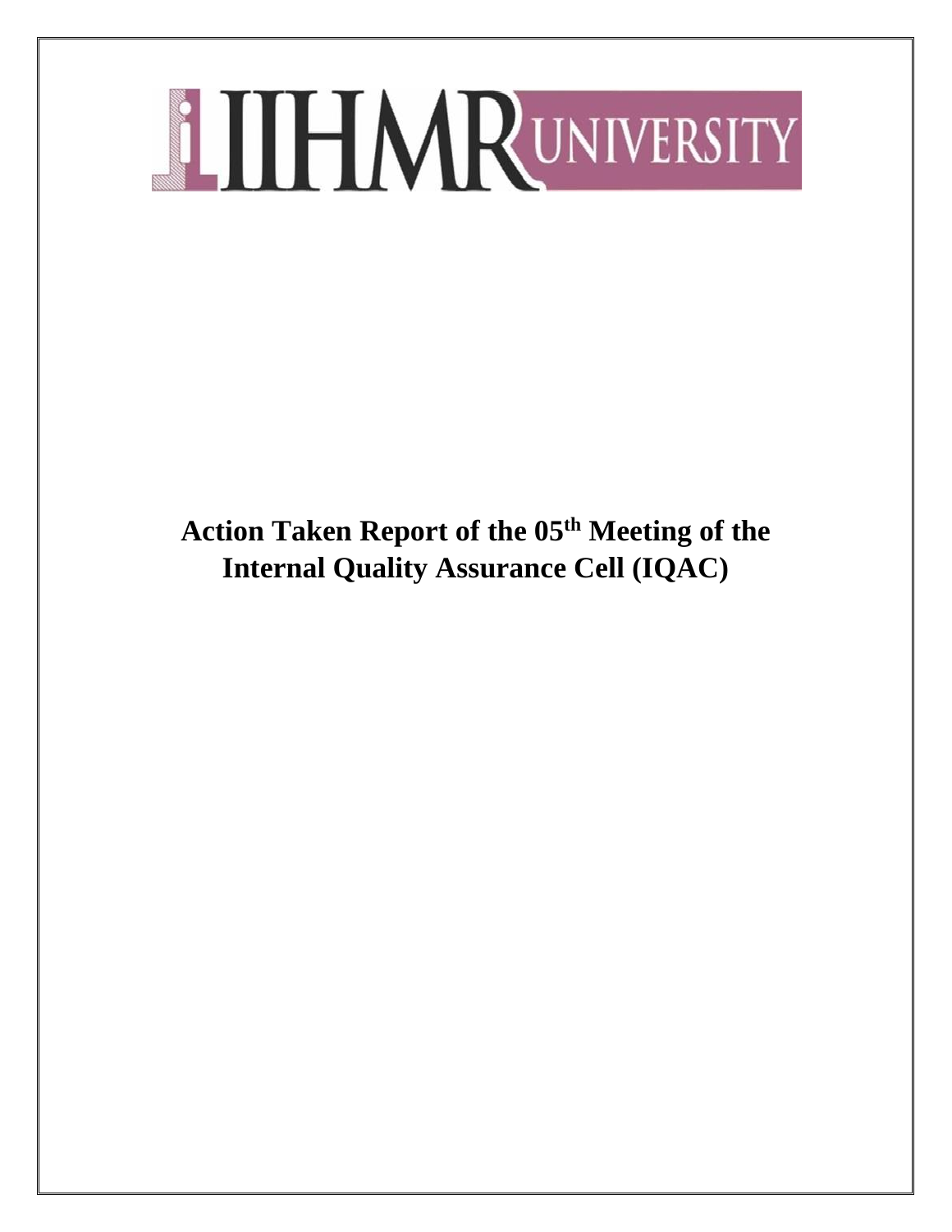IIHMR UNIVERSITY

# Action Taken Report of the 05th Meeting of the Internal Quality Assurance Cell (IQAC)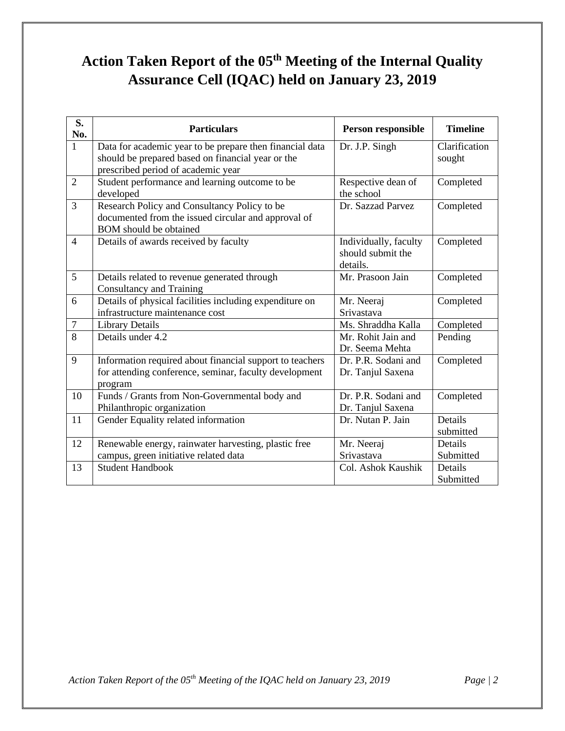# Action Taken Report of the 05th Meeting of the Internal Quality Assurance Cell (IQAC) held on January 23, 2019

| S. No. | Particulars | Person responsible | Timeline |
|---|---|---|---|
| 1 | Data for academic year to be prepare then financial data should be prepared based on financial year or the prescribed period of academic year | Dr. J.P. Singh | Clarification sought |
| 2 | Student performance and learning outcome to be developed | Respective dean of the school | Completed |
| 3 | Research Policy and Consultancy Policy to be documented from the issued circular and approval of BOM should be obtained | Dr. Sazzad Parvez | Completed |
| 4 | Details of awards received by faculty | Individually, faculty should submit the details. | Completed |
| 5 | Details related to revenue generated through Consultancy and Training | Mr. Prasoon Jain | Completed |
| 6 | Details of physical facilities including expenditure on infrastructure maintenance cost | Mr. Neeraj Srivastava | Completed |
| 7 | Library Details | Ms. Shraddha Kalla | Completed |
| 8 | Details under 4.2 | Mr. Rohit Jain and Dr. Seema Mehta | Pending |
| 9 | Information required about financial support to teachers for attending conference, seminar, faculty development program | Dr. P.R. Sodani and Dr. Tanjul Saxena | Completed |
| 10 | Funds / Grants from Non-Governmental body and Philanthropic organization | Dr. P.R. Sodani and Dr. Tanjul Saxena | Completed |
| 11 | Gender Equality related information | Dr. Nutan P. Jain | Details submitted |
| 12 | Renewable energy, rainwater harvesting, plastic free campus, green initiative related data | Mr. Neeraj Srivastava | Details Submitted |
| 13 | Student Handbook | Col. Ashok Kaushik | Details Submitted |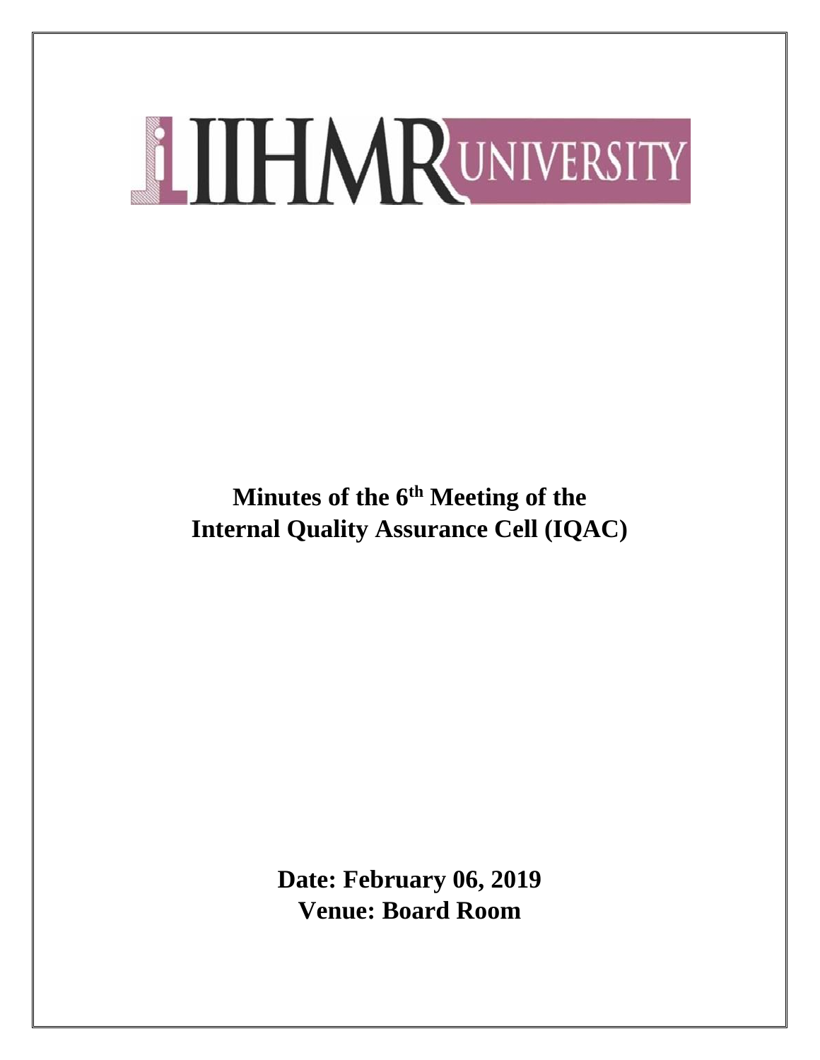IIHMR UNIVERSITY

# Minutes of the 6th Meeting of the Internal Quality Assurance Cell (IQAC)

**Date: February 06, 2019**
**Venue: Board Room**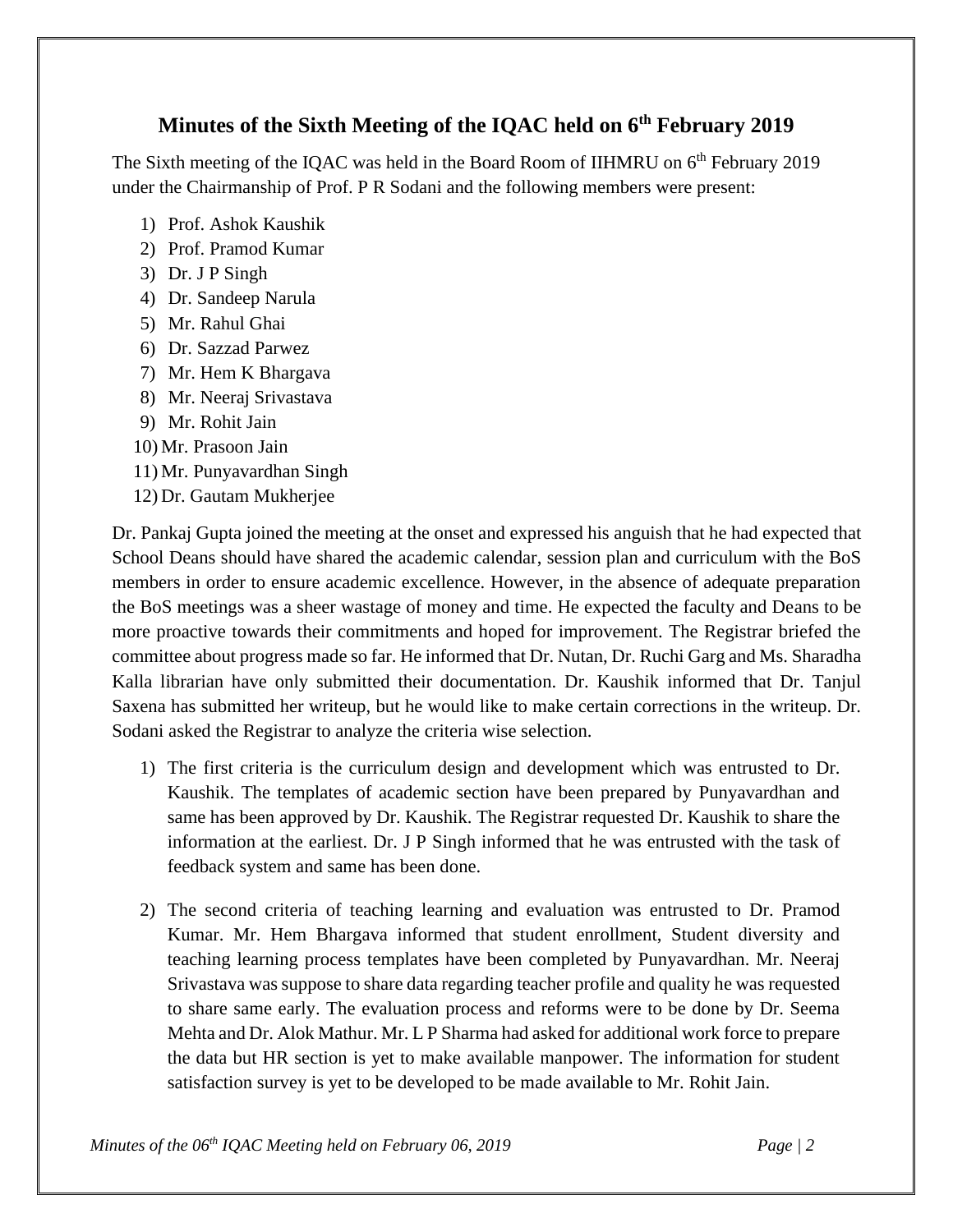## Minutes of the Sixth Meeting of the IQAC held on 6th February 2019

The Sixth meeting of the IQAC was held in the Board Room of IIHMRU on 6th February 2019 under the Chairmanship of Prof. P R Sodani and the following members were present:

1) Prof. Ashok Kaushik
2) Prof. Pramod Kumar
3) Dr. J P Singh
4) Dr. Sandeep Narula
5) Mr. Rahul Ghai
6) Dr. Sazzad Parwez
7) Mr. Hem K Bhargava
8) Mr. Neeraj Srivastava
9) Mr. Rohit Jain
10) Mr. Prasoon Jain
11) Mr. Punyavardhan Singh
12) Dr. Gautam Mukherjee

Dr. Pankaj Gupta joined the meeting at the onset and expressed his anguish that he had expected that School Deans should have shared the academic calendar, session plan and curriculum with the BoS members in order to ensure academic excellence. However, in the absence of adequate preparation the BoS meetings was a sheer wastage of money and time. He expected the faculty and Deans to be more proactive towards their commitments and hoped for improvement. The Registrar briefed the committee about progress made so far. He informed that Dr. Nutan, Dr. Ruchi Garg and Ms. Sharadha Kalla librarian have only submitted their documentation. Dr. Kaushik informed that Dr. Tanjul Saxena has submitted her writeup, but he would like to make certain corrections in the writeup. Dr. Sodani asked the Registrar to analyze the criteria wise selection.

1) The first criteria is the curriculum design and development which was entrusted to Dr. Kaushik. The templates of academic section have been prepared by Punyavardhan and same has been approved by Dr. Kaushik. The Registrar requested Dr. Kaushik to share the information at the earliest. Dr. J P Singh informed that he was entrusted with the task of feedback system and same has been done.

2) The second criteria of teaching learning and evaluation was entrusted to Dr. Pramod Kumar. Mr. Hem Bhargava informed that student enrollment, Student diversity and teaching learning process templates have been completed by Punyavardhan. Mr. Neeraj Srivastava was suppose to share data regarding teacher profile and quality he was requested to share same early. The evaluation process and reforms were to be done by Dr. Seema Mehta and Dr. Alok Mathur. Mr. L P Sharma had asked for additional work force to prepare the data but HR section is yet to make available manpower. The information for student satisfaction survey is yet to be developed to be made available to Mr. Rohit Jain.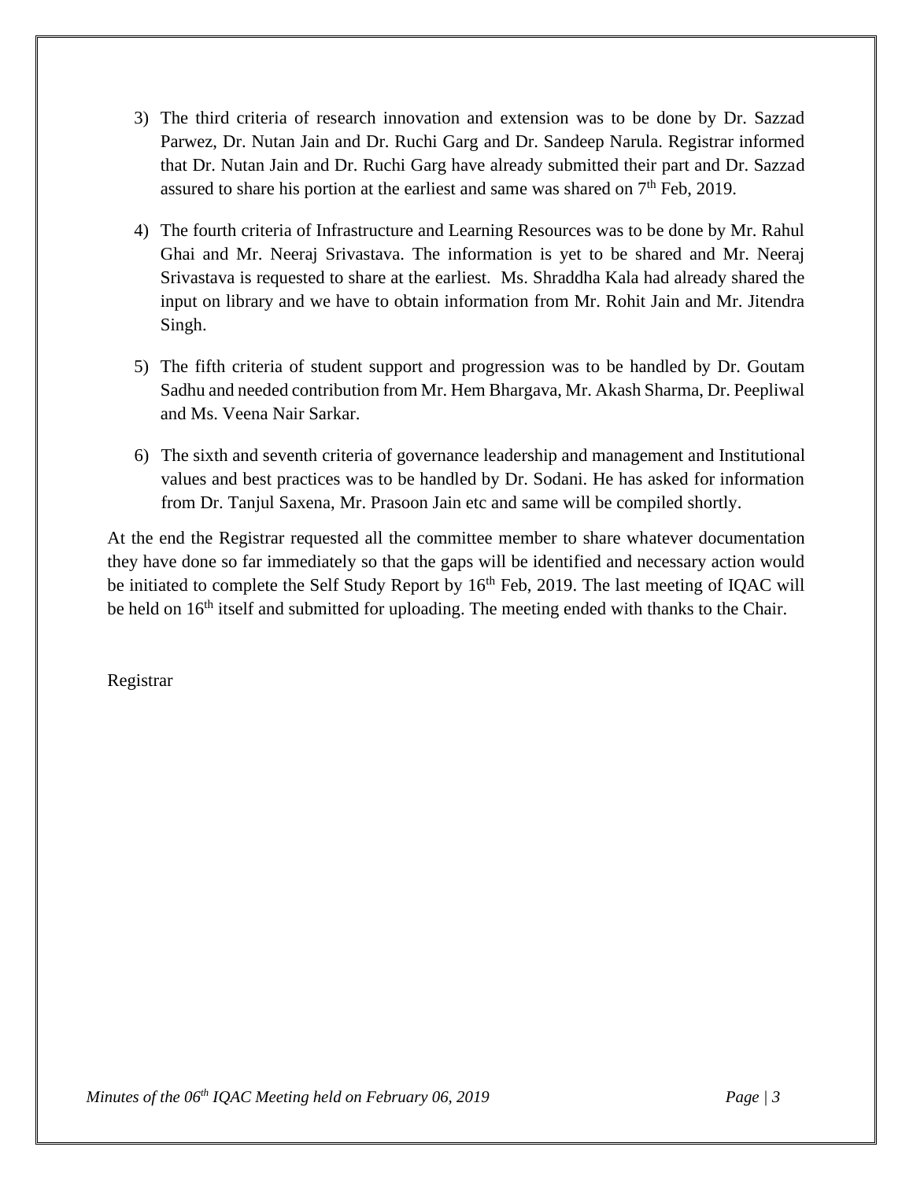3) The third criteria of research innovation and extension was to be done by Dr. Sazzad Parwez, Dr. Nutan Jain and Dr. Ruchi Garg and Dr. Sandeep Narula. Registrar informed that Dr. Nutan Jain and Dr. Ruchi Garg have already submitted their part and Dr. Sazzad assured to share his portion at the earliest and same was shared on 7th Feb, 2019.

4) The fourth criteria of Infrastructure and Learning Resources was to be done by Mr. Rahul Ghai and Mr. Neeraj Srivastava. The information is yet to be shared and Mr. Neeraj Srivastava is requested to share at the earliest. Ms. Shraddha Kala had already shared the input on library and we have to obtain information from Mr. Rohit Jain and Mr. Jitendra Singh.

5) The fifth criteria of student support and progression was to be handled by Dr. Goutam Sadhu and needed contribution from Mr. Hem Bhargava, Mr. Akash Sharma, Dr. Peepliwal and Ms. Veena Nair Sarkar.

6) The sixth and seventh criteria of governance leadership and management and Institutional values and best practices was to be handled by Dr. Sodani. He has asked for information from Dr. Tanjul Saxena, Mr. Prasoon Jain etc and same will be compiled shortly.

At the end the Registrar requested all the committee member to share whatever documentation they have done so far immediately so that the gaps will be identified and necessary action would be initiated to complete the Self Study Report by 16th Feb, 2019. The last meeting of IQAC will be held on 16th itself and submitted for uploading. The meeting ended with thanks to the Chair.

Registrar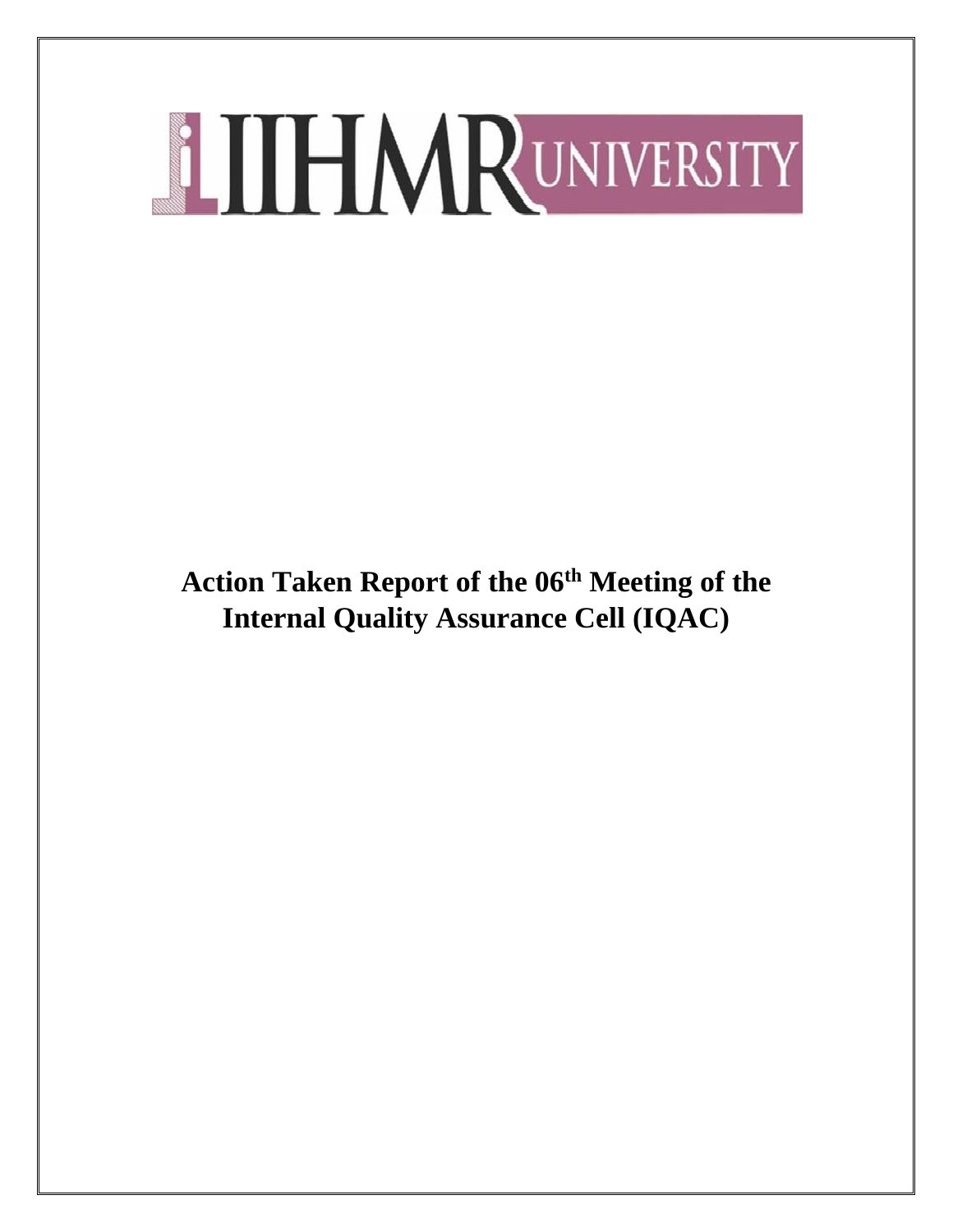IIHMR UNIVERSITY

# Action Taken Report of the 06th Meeting of the Internal Quality Assurance Cell (IQAC)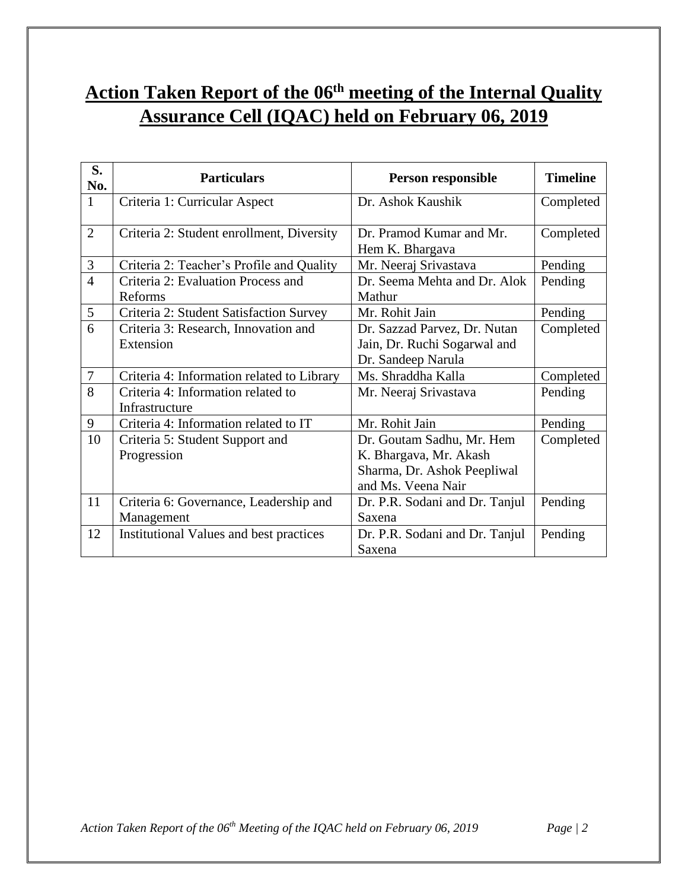# Action Taken Report of the 06th meeting of the Internal Quality Assurance Cell (IQAC) held on February 06, 2019

| S. No. | Particulars | Person responsible | Timeline |
|---|---|---|---|
| 1 | Criteria 1: Curricular Aspect | Dr. Ashok Kaushik | Completed |
| 2 | Criteria 2: Student enrollment, Diversity | Dr. Pramod Kumar and Mr. Hem K. Bhargava | Completed |
| 3 | Criteria 2: Teacher's Profile and Quality | Mr. Neeraj Srivastava | Pending |
| 4 | Criteria 2: Evaluation Process and Reforms | Dr. Seema Mehta and Dr. Alok Mathur | Pending |
| 5 | Criteria 2: Student Satisfaction Survey | Mr. Rohit Jain | Pending |
| 6 | Criteria 3: Research, Innovation and Extension | Dr. Sazzad Parvez, Dr. Nutan Jain, Dr. Ruchi Sogarwal and Dr. Sandeep Narula | Completed |
| 7 | Criteria 4: Information related to Library | Ms. Shraddha Kalla | Completed |
| 8 | Criteria 4: Information related to Infrastructure | Mr. Neeraj Srivastava | Pending |
| 9 | Criteria 4: Information related to IT | Mr. Rohit Jain | Pending |
| 10 | Criteria 5: Student Support and Progression | Dr. Goutam Sadhu, Mr. Hem K. Bhargava, Mr. Akash Sharma, Dr. Ashok Peepliwal and Ms. Veena Nair | Completed |
| 11 | Criteria 6: Governance, Leadership and Management | Dr. P.R. Sodani and Dr. Tanjul Saxena | Pending |
| 12 | Institutional Values and best practices | Dr. P.R. Sodani and Dr. Tanjul Saxena | Pending |